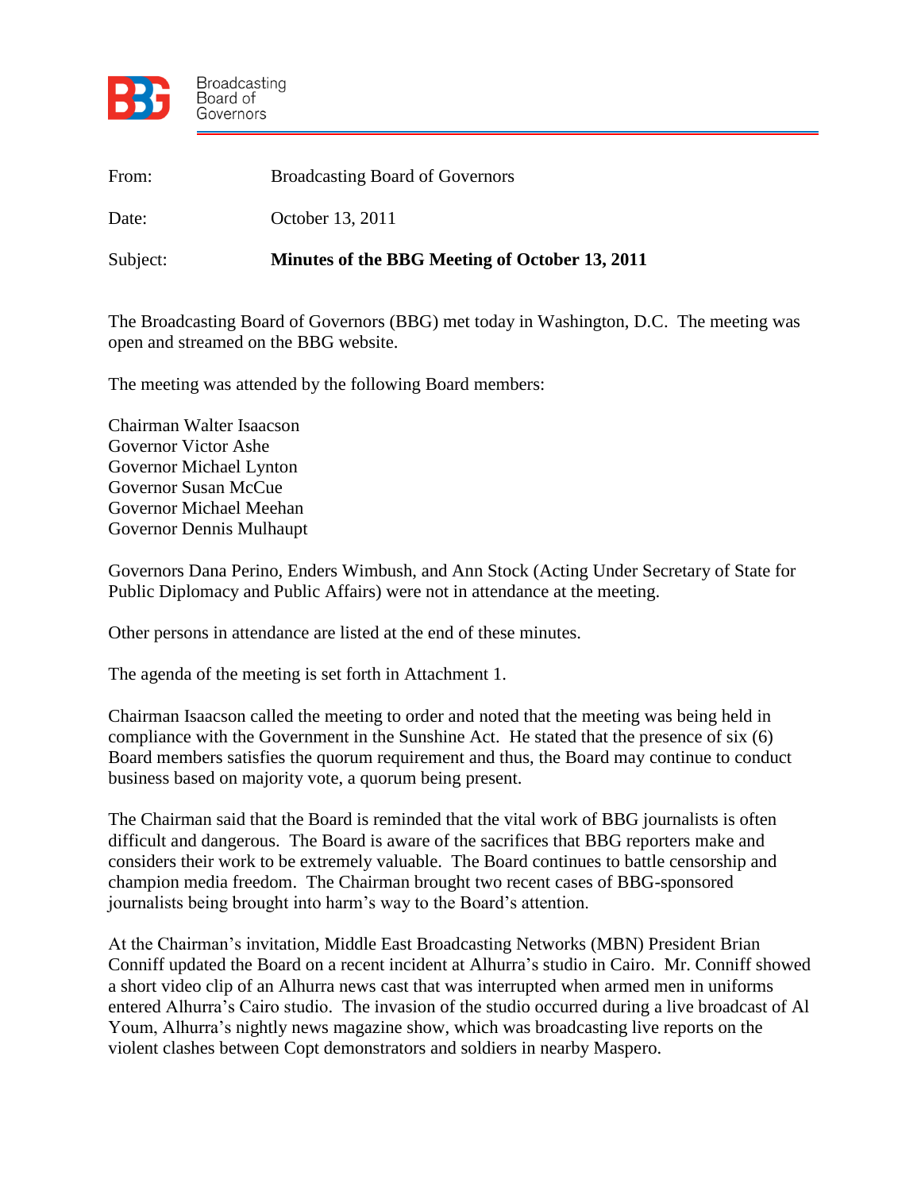Broadcasting Board of Governors

| | |
|---|---|
| From: | Broadcasting Board of Governors |
| Date: | October 13, 2011 |
| Subject: | **Minutes of the BBG Meeting of October 13, 2011** |

The Broadcasting Board of Governors (BBG) met today in Washington, D.C. The meeting was open and streamed on the BBG website.

The meeting was attended by the following Board members:

Chairman Walter Isaacson
Governor Victor Ashe
Governor Michael Lynton
Governor Susan McCue
Governor Michael Meehan
Governor Dennis Mulhaupt

Governors Dana Perino, Enders Wimbush, and Ann Stock (Acting Under Secretary of State for Public Diplomacy and Public Affairs) were not in attendance at the meeting.

Other persons in attendance are listed at the end of these minutes.

The agenda of the meeting is set forth in Attachment 1.

Chairman Isaacson called the meeting to order and noted that the meeting was being held in compliance with the Government in the Sunshine Act. He stated that the presence of six (6) Board members satisfies the quorum requirement and thus, the Board may continue to conduct business based on majority vote, a quorum being present.

The Chairman said that the Board is reminded that the vital work of BBG journalists is often difficult and dangerous. The Board is aware of the sacrifices that BBG reporters make and considers their work to be extremely valuable. The Board continues to battle censorship and champion media freedom. The Chairman brought two recent cases of BBG-sponsored journalists being brought into harm's way to the Board's attention.

At the Chairman's invitation, Middle East Broadcasting Networks (MBN) President Brian Conniff updated the Board on a recent incident at Alhurra's studio in Cairo. Mr. Conniff showed a short video clip of an Alhurra news cast that was interrupted when armed men in uniforms entered Alhurra's Cairo studio. The invasion of the studio occurred during a live broadcast of Al Youm, Alhurra's nightly news magazine show, which was broadcasting live reports on the violent clashes between Copt demonstrators and soldiers in nearby Maspero.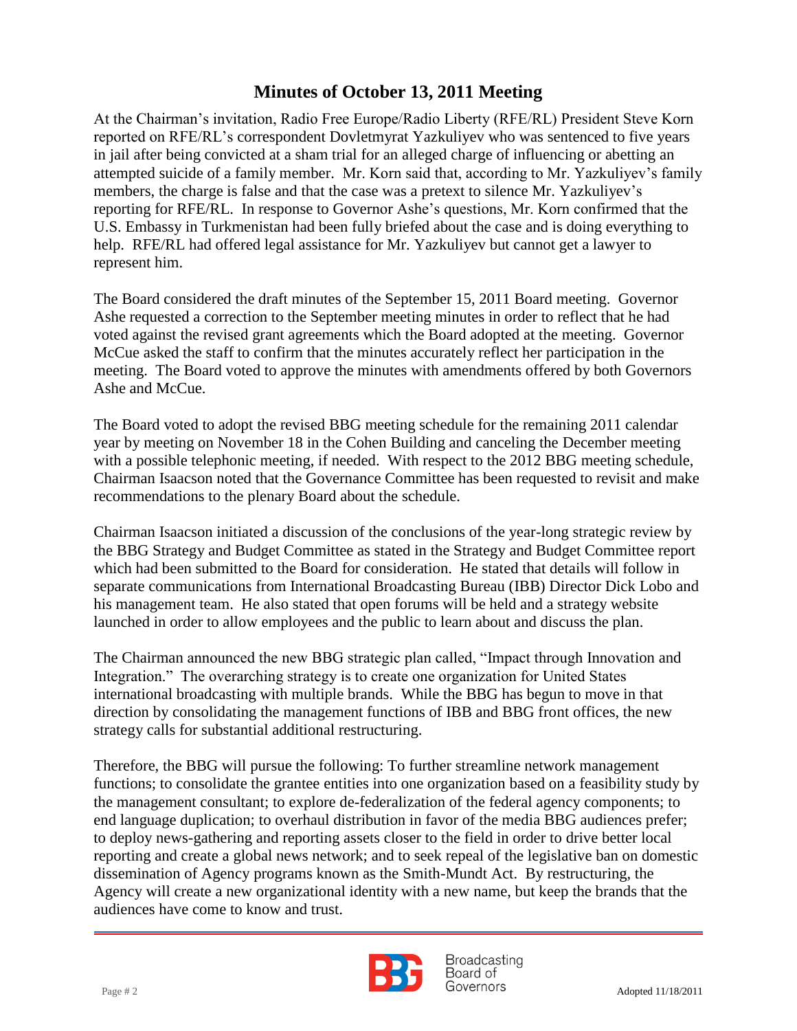## Minutes of October 13, 2011 Meeting

At the Chairman's invitation, Radio Free Europe/Radio Liberty (RFE/RL) President Steve Korn reported on RFE/RL's correspondent Dovletmyrat Yazkuliyev who was sentenced to five years in jail after being convicted at a sham trial for an alleged charge of influencing or abetting an attempted suicide of a family member. Mr. Korn said that, according to Mr. Yazkuliyev's family members, the charge is false and that the case was a pretext to silence Mr. Yazkuliyev's reporting for RFE/RL. In response to Governor Ashe's questions, Mr. Korn confirmed that the U.S. Embassy in Turkmenistan had been fully briefed about the case and is doing everything to help. RFE/RL had offered legal assistance for Mr. Yazkuliyev but cannot get a lawyer to represent him.

The Board considered the draft minutes of the September 15, 2011 Board meeting. Governor Ashe requested a correction to the September meeting minutes in order to reflect that he had voted against the revised grant agreements which the Board adopted at the meeting. Governor McCue asked the staff to confirm that the minutes accurately reflect her participation in the meeting. The Board voted to approve the minutes with amendments offered by both Governors Ashe and McCue.

The Board voted to adopt the revised BBG meeting schedule for the remaining 2011 calendar year by meeting on November 18 in the Cohen Building and canceling the December meeting with a possible telephonic meeting, if needed. With respect to the 2012 BBG meeting schedule, Chairman Isaacson noted that the Governance Committee has been requested to revisit and make recommendations to the plenary Board about the schedule.

Chairman Isaacson initiated a discussion of the conclusions of the year-long strategic review by the BBG Strategy and Budget Committee as stated in the Strategy and Budget Committee report which had been submitted to the Board for consideration. He stated that details will follow in separate communications from International Broadcasting Bureau (IBB) Director Dick Lobo and his management team. He also stated that open forums will be held and a strategy website launched in order to allow employees and the public to learn about and discuss the plan.

The Chairman announced the new BBG strategic plan called, "Impact through Innovation and Integration." The overarching strategy is to create one organization for United States international broadcasting with multiple brands. While the BBG has begun to move in that direction by consolidating the management functions of IBB and BBG front offices, the new strategy calls for substantial additional restructuring.

Therefore, the BBG will pursue the following: To further streamline network management functions; to consolidate the grantee entities into one organization based on a feasibility study by the management consultant; to explore de-federalization of the federal agency components; to end language duplication; to overhaul distribution in favor of the media BBG audiences prefer; to deploy news-gathering and reporting assets closer to the field in order to drive better local reporting and create a global news network; and to seek repeal of the legislative ban on domestic dissemination of Agency programs known as the Smith-Mundt Act. By restructuring, the Agency will create a new organizational identity with a new name, but keep the brands that the audiences have come to know and trust.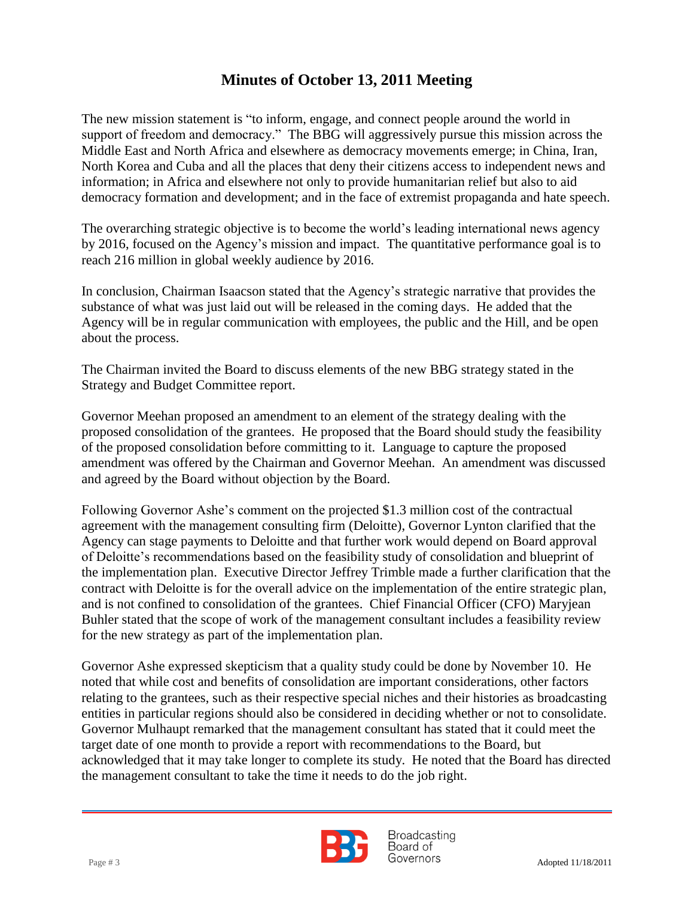# Minutes of October 13, 2011 Meeting

The new mission statement is "to inform, engage, and connect people around the world in support of freedom and democracy." The BBG will aggressively pursue this mission across the Middle East and North Africa and elsewhere as democracy movements emerge; in China, Iran, North Korea and Cuba and all the places that deny their citizens access to independent news and information; in Africa and elsewhere not only to provide humanitarian relief but also to aid democracy formation and development; and in the face of extremist propaganda and hate speech.

The overarching strategic objective is to become the world's leading international news agency by 2016, focused on the Agency's mission and impact. The quantitative performance goal is to reach 216 million in global weekly audience by 2016.

In conclusion, Chairman Isaacson stated that the Agency's strategic narrative that provides the substance of what was just laid out will be released in the coming days. He added that the Agency will be in regular communication with employees, the public and the Hill, and be open about the process.

The Chairman invited the Board to discuss elements of the new BBG strategy stated in the Strategy and Budget Committee report.

Governor Meehan proposed an amendment to an element of the strategy dealing with the proposed consolidation of the grantees. He proposed that the Board should study the feasibility of the proposed consolidation before committing to it. Language to capture the proposed amendment was offered by the Chairman and Governor Meehan. An amendment was discussed and agreed by the Board without objection by the Board.

Following Governor Ashe's comment on the projected $1.3 million cost of the contractual agreement with the management consulting firm (Deloitte), Governor Lynton clarified that the Agency can stage payments to Deloitte and that further work would depend on Board approval of Deloitte's recommendations based on the feasibility study of consolidation and blueprint of the implementation plan. Executive Director Jeffrey Trimble made a further clarification that the contract with Deloitte is for the overall advice on the implementation of the entire strategic plan, and is not confined to consolidation of the grantees. Chief Financial Officer (CFO) Maryjean Buhler stated that the scope of work of the management consultant includes a feasibility review for the new strategy as part of the implementation plan.

Governor Ashe expressed skepticism that a quality study could be done by November 10. He noted that while cost and benefits of consolidation are important considerations, other factors relating to the grantees, such as their respective special niches and their histories as broadcasting entities in particular regions should also be considered in deciding whether or not to consolidate. Governor Mulhaupt remarked that the management consultant has stated that it could meet the target date of one month to provide a report with recommendations to the Board, but acknowledged that it may take longer to complete its study. He noted that the Board has directed the management consultant to take the time it needs to do the job right.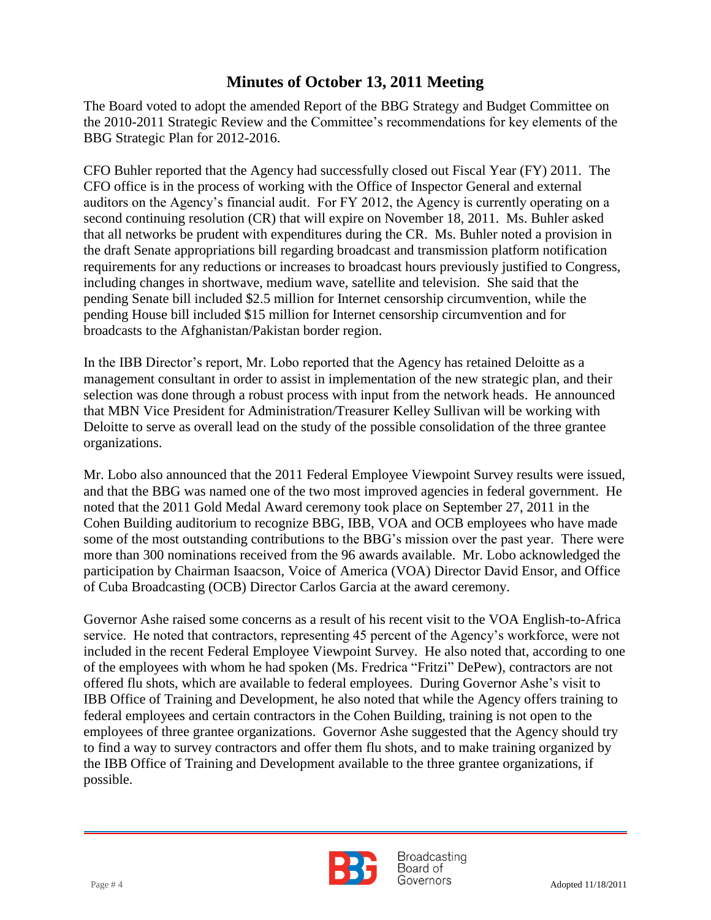## Minutes of October 13, 2011 Meeting

The Board voted to adopt the amended Report of the BBG Strategy and Budget Committee on the 2010-2011 Strategic Review and the Committee's recommendations for key elements of the BBG Strategic Plan for 2012-2016.

CFO Buhler reported that the Agency had successfully closed out Fiscal Year (FY) 2011. The CFO office is in the process of working with the Office of Inspector General and external auditors on the Agency's financial audit. For FY 2012, the Agency is currently operating on a second continuing resolution (CR) that will expire on November 18, 2011. Ms. Buhler asked that all networks be prudent with expenditures during the CR. Ms. Buhler noted a provision in the draft Senate appropriations bill regarding broadcast and transmission platform notification requirements for any reductions or increases to broadcast hours previously justified to Congress, including changes in shortwave, medium wave, satellite and television. She said that the pending Senate bill included $2.5 million for Internet censorship circumvention, while the pending House bill included $15 million for Internet censorship circumvention and for broadcasts to the Afghanistan/Pakistan border region.

In the IBB Director's report, Mr. Lobo reported that the Agency has retained Deloitte as a management consultant in order to assist in implementation of the new strategic plan, and their selection was done through a robust process with input from the network heads. He announced that MBN Vice President for Administration/Treasurer Kelley Sullivan will be working with Deloitte to serve as overall lead on the study of the possible consolidation of the three grantee organizations.

Mr. Lobo also announced that the 2011 Federal Employee Viewpoint Survey results were issued, and that the BBG was named one of the two most improved agencies in federal government. He noted that the 2011 Gold Medal Award ceremony took place on September 27, 2011 in the Cohen Building auditorium to recognize BBG, IBB, VOA and OCB employees who have made some of the most outstanding contributions to the BBG's mission over the past year. There were more than 300 nominations received from the 96 awards available. Mr. Lobo acknowledged the participation by Chairman Isaacson, Voice of America (VOA) Director David Ensor, and Office of Cuba Broadcasting (OCB) Director Carlos Garcia at the award ceremony.

Governor Ashe raised some concerns as a result of his recent visit to the VOA English-to-Africa service. He noted that contractors, representing 45 percent of the Agency's workforce, were not included in the recent Federal Employee Viewpoint Survey. He also noted that, according to one of the employees with whom he had spoken (Ms. Fredrica "Fritzi" DePew), contractors are not offered flu shots, which are available to federal employees. During Governor Ashe's visit to IBB Office of Training and Development, he also noted that while the Agency offers training to federal employees and certain contractors in the Cohen Building, training is not open to the employees of three grantee organizations. Governor Ashe suggested that the Agency should try to find a way to survey contractors and offer them flu shots, and to make training organized by the IBB Office of Training and Development available to the three grantee organizations, if possible.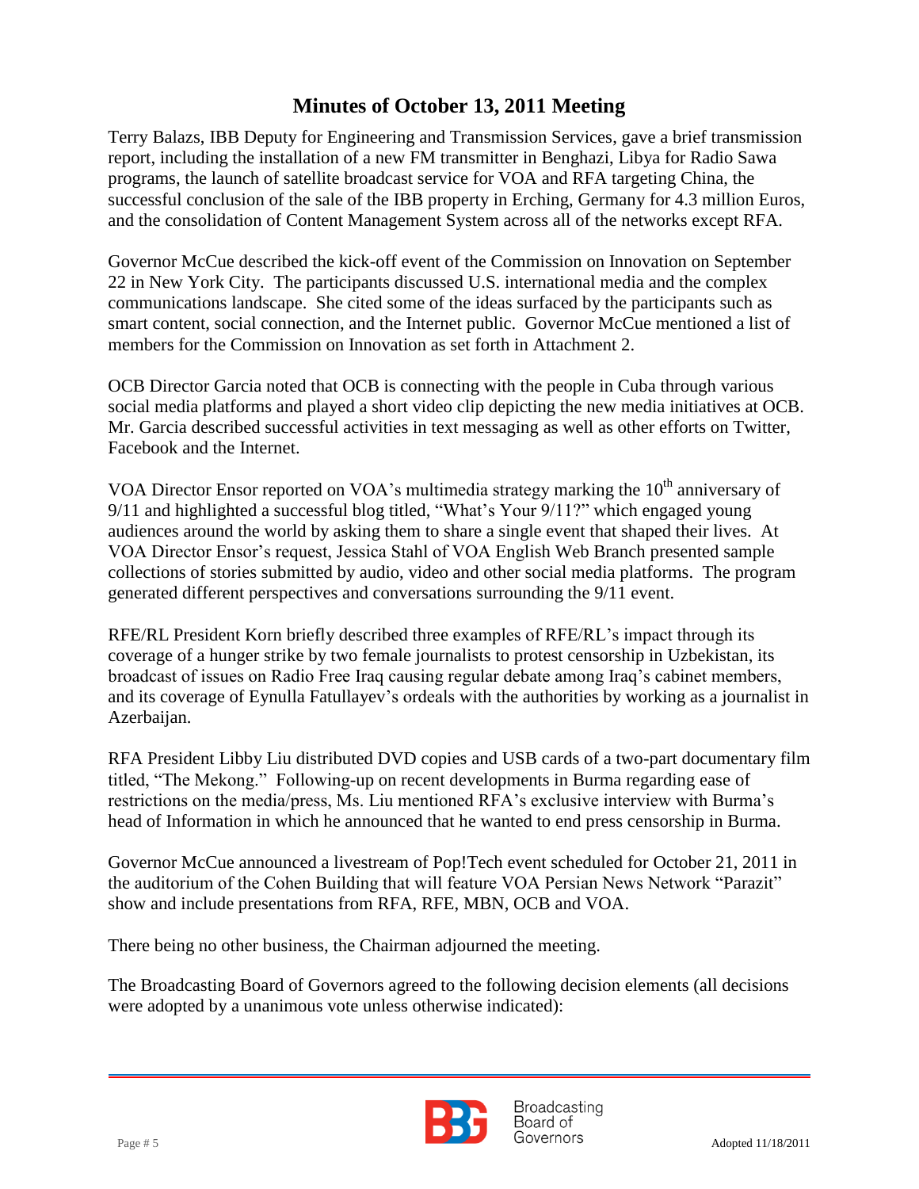## Minutes of October 13, 2011 Meeting

Terry Balazs, IBB Deputy for Engineering and Transmission Services, gave a brief transmission report, including the installation of a new FM transmitter in Benghazi, Libya for Radio Sawa programs, the launch of satellite broadcast service for VOA and RFA targeting China, the successful conclusion of the sale of the IBB property in Erching, Germany for 4.3 million Euros, and the consolidation of Content Management System across all of the networks except RFA.

Governor McCue described the kick-off event of the Commission on Innovation on September 22 in New York City. The participants discussed U.S. international media and the complex communications landscape. She cited some of the ideas surfaced by the participants such as smart content, social connection, and the Internet public. Governor McCue mentioned a list of members for the Commission on Innovation as set forth in Attachment 2.

OCB Director Garcia noted that OCB is connecting with the people in Cuba through various social media platforms and played a short video clip depicting the new media initiatives at OCB. Mr. Garcia described successful activities in text messaging as well as other efforts on Twitter, Facebook and the Internet.

VOA Director Ensor reported on VOA's multimedia strategy marking the 10th anniversary of 9/11 and highlighted a successful blog titled, "What's Your 9/11?" which engaged young audiences around the world by asking them to share a single event that shaped their lives. At VOA Director Ensor's request, Jessica Stahl of VOA English Web Branch presented sample collections of stories submitted by audio, video and other social media platforms. The program generated different perspectives and conversations surrounding the 9/11 event.

RFE/RL President Korn briefly described three examples of RFE/RL's impact through its coverage of a hunger strike by two female journalists to protest censorship in Uzbekistan, its broadcast of issues on Radio Free Iraq causing regular debate among Iraq's cabinet members, and its coverage of Eynulla Fatullayev's ordeals with the authorities by working as a journalist in Azerbaijan.

RFA President Libby Liu distributed DVD copies and USB cards of a two-part documentary film titled, "The Mekong." Following-up on recent developments in Burma regarding ease of restrictions on the media/press, Ms. Liu mentioned RFA's exclusive interview with Burma's head of Information in which he announced that he wanted to end press censorship in Burma.

Governor McCue announced a livestream of Pop!Tech event scheduled for October 21, 2011 in the auditorium of the Cohen Building that will feature VOA Persian News Network "Parazit" show and include presentations from RFA, RFE, MBN, OCB and VOA.

There being no other business, the Chairman adjourned the meeting.

The Broadcasting Board of Governors agreed to the following decision elements (all decisions were adopted by a unanimous vote unless otherwise indicated):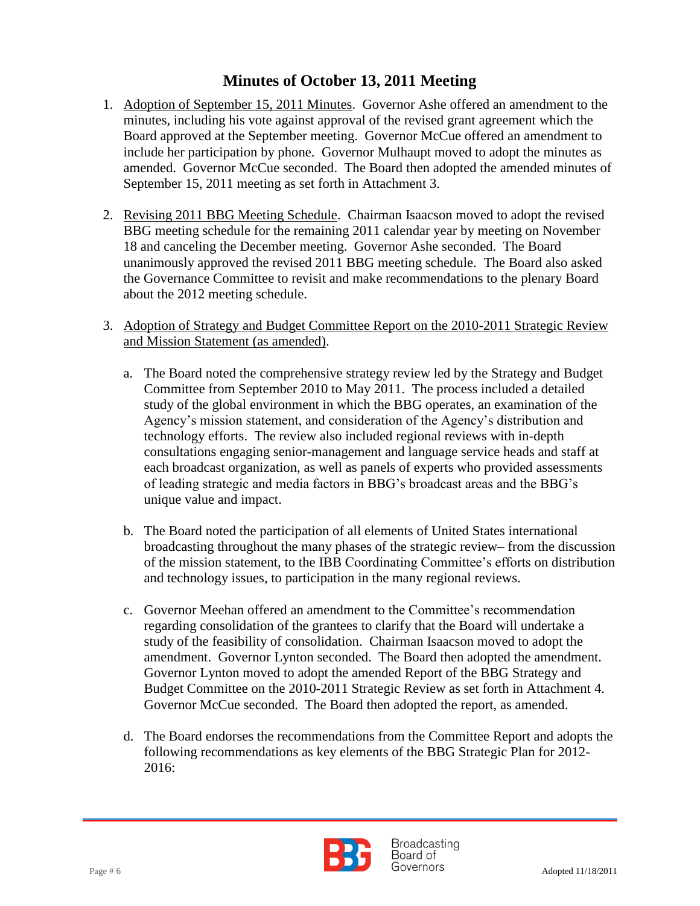## Minutes of October 13, 2011 Meeting

1. <u>Adoption of September 15, 2011 Minutes</u>. Governor Ashe offered an amendment to the minutes, including his vote against approval of the revised grant agreement which the Board approved at the September meeting. Governor McCue offered an amendment to include her participation by phone. Governor Mulhaupt moved to adopt the minutes as amended. Governor McCue seconded. The Board then adopted the amended minutes of September 15, 2011 meeting as set forth in Attachment 3.

2. <u>Revising 2011 BBG Meeting Schedule</u>. Chairman Isaacson moved to adopt the revised BBG meeting schedule for the remaining 2011 calendar year by meeting on November 18 and canceling the December meeting. Governor Ashe seconded. The Board unanimously approved the revised 2011 BBG meeting schedule. The Board also asked the Governance Committee to revisit and make recommendations to the plenary Board about the 2012 meeting schedule.

3. <u>Adoption of Strategy and Budget Committee Report on the 2010-2011 Strategic Review and Mission Statement (as amended)</u>.

   a. The Board noted the comprehensive strategy review led by the Strategy and Budget Committee from September 2010 to May 2011. The process included a detailed study of the global environment in which the BBG operates, an examination of the Agency's mission statement, and consideration of the Agency's distribution and technology efforts. The review also included regional reviews with in-depth consultations engaging senior-management and language service heads and staff at each broadcast organization, as well as panels of experts who provided assessments of leading strategic and media factors in BBG's broadcast areas and the BBG's unique value and impact.

   b. The Board noted the participation of all elements of United States international broadcasting throughout the many phases of the strategic review– from the discussion of the mission statement, to the IBB Coordinating Committee's efforts on distribution and technology issues, to participation in the many regional reviews.

   c. Governor Meehan offered an amendment to the Committee's recommendation regarding consolidation of the grantees to clarify that the Board will undertake a study of the feasibility of consolidation. Chairman Isaacson moved to adopt the amendment. Governor Lynton seconded. The Board then adopted the amendment. Governor Lynton moved to adopt the amended Report of the BBG Strategy and Budget Committee on the 2010-2011 Strategic Review as set forth in Attachment 4. Governor McCue seconded. The Board then adopted the report, as amended.

   d. The Board endorses the recommendations from the Committee Report and adopts the following recommendations as key elements of the BBG Strategic Plan for 2012-2016:

Adopted 11/18/2011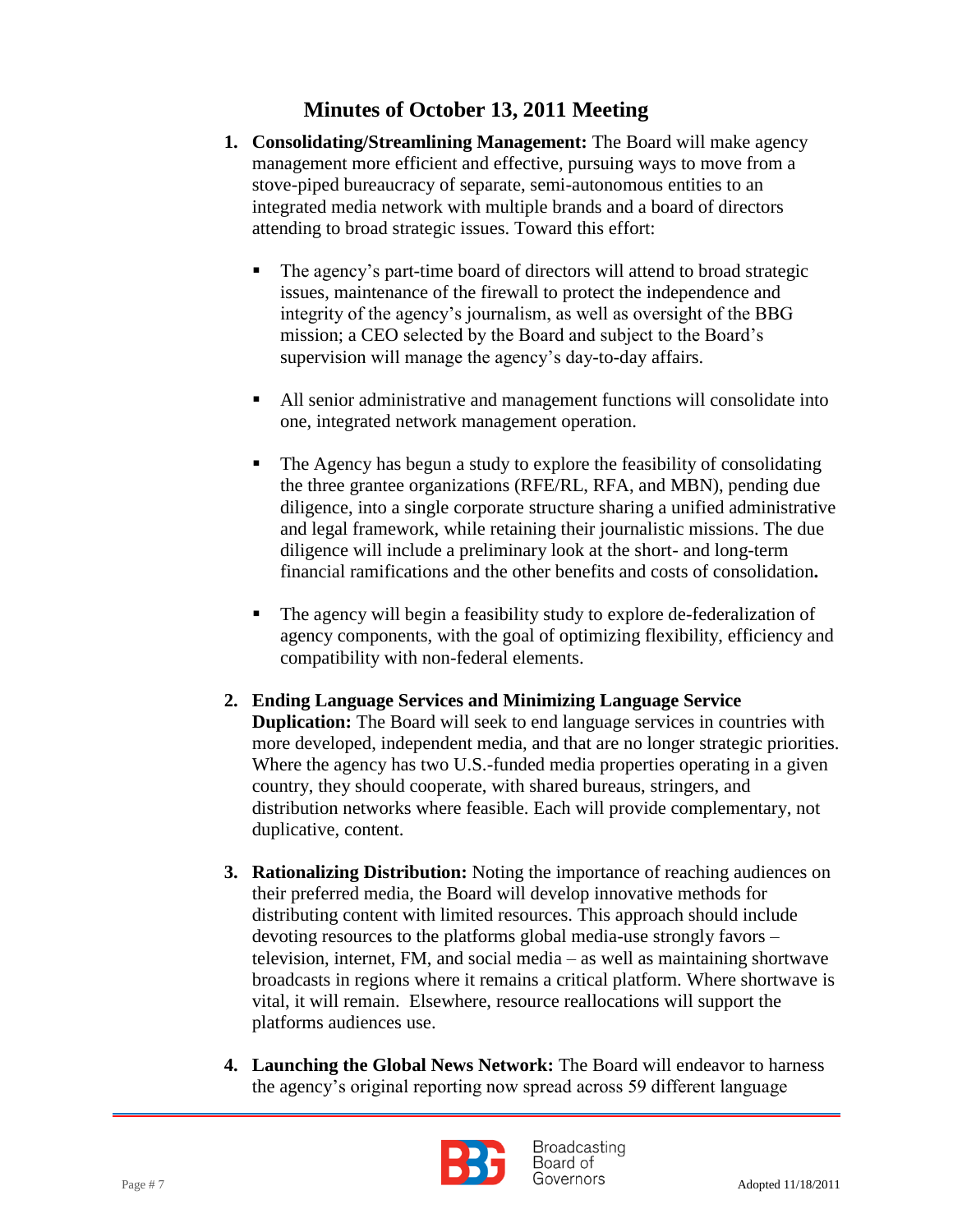## Minutes of October 13, 2011 Meeting

1. **Consolidating/Streamlining Management:** The Board will make agency management more efficient and effective, pursuing ways to move from a stove-piped bureaucracy of separate, semi-autonomous entities to an integrated media network with multiple brands and a board of directors attending to broad strategic issues. Toward this effort:

   - The agency's part-time board of directors will attend to broad strategic issues, maintenance of the firewall to protect the independence and integrity of the agency's journalism, as well as oversight of the BBG mission; a CEO selected by the Board and subject to the Board's supervision will manage the agency's day-to-day affairs.

   - All senior administrative and management functions will consolidate into one, integrated network management operation.

   - The Agency has begun a study to explore the feasibility of consolidating the three grantee organizations (RFE/RL, RFA, and MBN), pending due diligence, into a single corporate structure sharing a unified administrative and legal framework, while retaining their journalistic missions. The due diligence will include a preliminary look at the short- and long-term financial ramifications and the other benefits and costs of consolidation**.**

   - The agency will begin a feasibility study to explore de-federalization of agency components, with the goal of optimizing flexibility, efficiency and compatibility with non-federal elements.

2. **Ending Language Services and Minimizing Language Service Duplication:** The Board will seek to end language services in countries with more developed, independent media, and that are no longer strategic priorities. Where the agency has two U.S.-funded media properties operating in a given country, they should cooperate, with shared bureaus, stringers, and distribution networks where feasible. Each will provide complementary, not duplicative, content.

3. **Rationalizing Distribution:** Noting the importance of reaching audiences on their preferred media, the Board will develop innovative methods for distributing content with limited resources. This approach should include devoting resources to the platforms global media-use strongly favors – television, internet, FM, and social media – as well as maintaining shortwave broadcasts in regions where it remains a critical platform. Where shortwave is vital, it will remain. Elsewhere, resource reallocations will support the platforms audiences use.

4. **Launching the Global News Network:** The Board will endeavor to harness the agency's original reporting now spread across 59 different language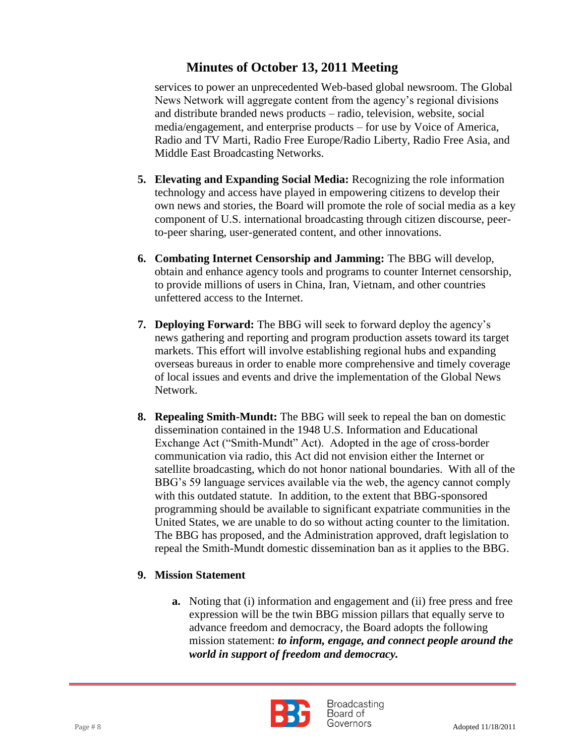services to power an unprecedented Web-based global newsroom. The Global News Network will aggregate content from the agency's regional divisions and distribute branded news products – radio, television, website, social media/engagement, and enterprise products – for use by Voice of America, Radio and TV Marti, Radio Free Europe/Radio Liberty, Radio Free Asia, and Middle East Broadcasting Networks.

5. **Elevating and Expanding Social Media:** Recognizing the role information technology and access have played in empowering citizens to develop their own news and stories, the Board will promote the role of social media as a key component of U.S. international broadcasting through citizen discourse, peer-to-peer sharing, user-generated content, and other innovations.

6. **Combating Internet Censorship and Jamming:** The BBG will develop, obtain and enhance agency tools and programs to counter Internet censorship, to provide millions of users in China, Iran, Vietnam, and other countries unfettered access to the Internet.

7. **Deploying Forward:** The BBG will seek to forward deploy the agency's news gathering and reporting and program production assets toward its target markets. This effort will involve establishing regional hubs and expanding overseas bureaus in order to enable more comprehensive and timely coverage of local issues and events and drive the implementation of the Global News Network.

8. **Repealing Smith-Mundt:** The BBG will seek to repeal the ban on domestic dissemination contained in the 1948 U.S. Information and Educational Exchange Act ("Smith-Mundt" Act). Adopted in the age of cross-border communication via radio, this Act did not envision either the Internet or satellite broadcasting, which do not honor national boundaries. With all of the BBG's 59 language services available via the web, the agency cannot comply with this outdated statute. In addition, to the extent that BBG-sponsored programming should be available to significant expatriate communities in the United States, we are unable to do so without acting counter to the limitation. The BBG has proposed, and the Administration approved, draft legislation to repeal the Smith-Mundt domestic dissemination ban as it applies to the BBG.

9. **Mission Statement**

   a. Noting that (i) information and engagement and (ii) free press and free expression will be the twin BBG mission pillars that equally serve to advance freedom and democracy, the Board adopts the following mission statement: ***to inform, engage, and connect people around the world in support of freedom and democracy.***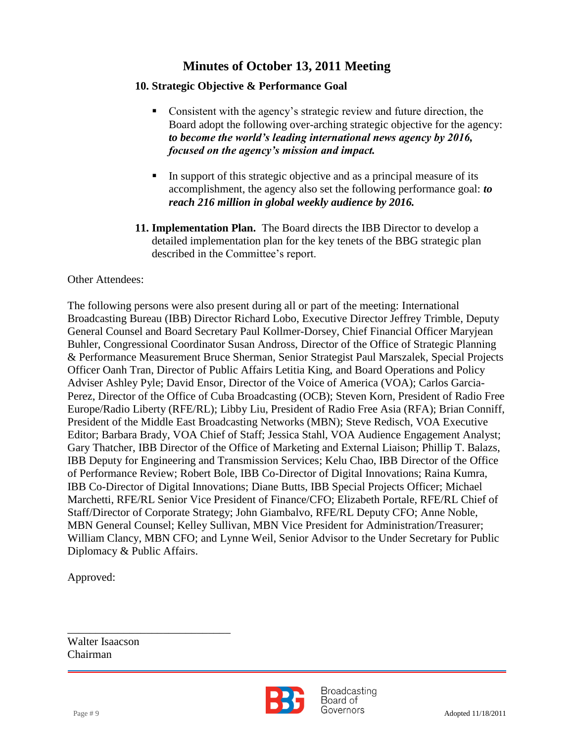## Minutes of October 13, 2011 Meeting

**10. Strategic Objective & Performance Goal**

- Consistent with the agency's strategic review and future direction, the Board adopt the following over-arching strategic objective for the agency: ***to become the world's leading international news agency by 2016, focused on the agency's mission and impact.***
- In support of this strategic objective and as a principal measure of its accomplishment, the agency also set the following performance goal: ***to reach 216 million in global weekly audience by 2016.***

**11. Implementation Plan.** The Board directs the IBB Director to develop a detailed implementation plan for the key tenets of the BBG strategic plan described in the Committee's report.

Other Attendees:

The following persons were also present during all or part of the meeting: International Broadcasting Bureau (IBB) Director Richard Lobo, Executive Director Jeffrey Trimble, Deputy General Counsel and Board Secretary Paul Kollmer-Dorsey, Chief Financial Officer Maryjean Buhler, Congressional Coordinator Susan Andross, Director of the Office of Strategic Planning & Performance Measurement Bruce Sherman, Senior Strategist Paul Marszalek, Special Projects Officer Oanh Tran, Director of Public Affairs Letitia King, and Board Operations and Policy Adviser Ashley Pyle; David Ensor, Director of the Voice of America (VOA); Carlos Garcia-Perez, Director of the Office of Cuba Broadcasting (OCB); Steven Korn, President of Radio Free Europe/Radio Liberty (RFE/RL); Libby Liu, President of Radio Free Asia (RFA); Brian Conniff, President of the Middle East Broadcasting Networks (MBN); Steve Redisch, VOA Executive Editor; Barbara Brady, VOA Chief of Staff; Jessica Stahl, VOA Audience Engagement Analyst; Gary Thatcher, IBB Director of the Office of Marketing and External Liaison; Phillip T. Balazs, IBB Deputy for Engineering and Transmission Services; Kelu Chao, IBB Director of the Office of Performance Review; Robert Bole, IBB Co-Director of Digital Innovations; Raina Kumra, IBB Co-Director of Digital Innovations; Diane Butts, IBB Special Projects Officer; Michael Marchetti, RFE/RL Senior Vice President of Finance/CFO; Elizabeth Portale, RFE/RL Chief of Staff/Director of Corporate Strategy; John Giambalvo, RFE/RL Deputy CFO; Anne Noble, MBN General Counsel; Kelley Sullivan, MBN Vice President for Administration/Treasurer; William Clancy, MBN CFO; and Lynne Weil, Senior Advisor to the Under Secretary for Public Diplomacy & Public Affairs.

Approved:

\_\_\_\_\_\_\_\_\_\_\_\_\_\_\_\_\_\_\_\_\_\_\_\_\_\_\_\_\_\_

Walter Isaacson
Chairman

Adopted 11/18/2011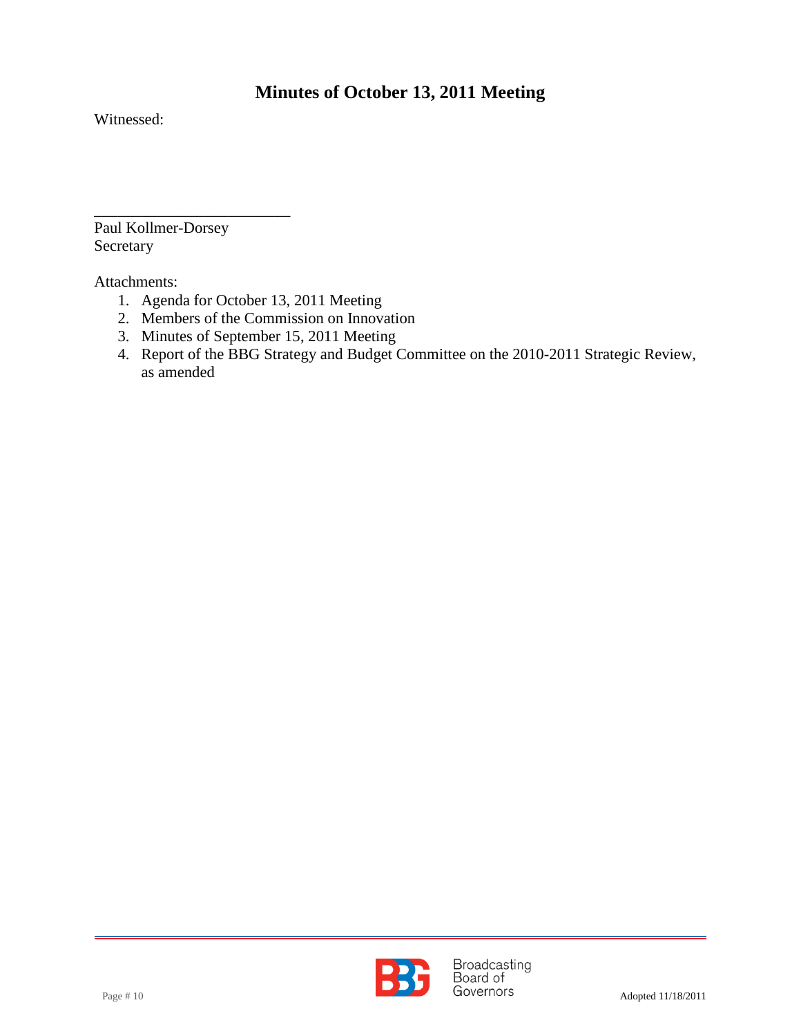# Minutes of October 13, 2011 Meeting

Witnessed:

\_\_\_\_\_\_\_\_\_\_\_\_\_\_\_\_\_\_\_\_\_\_\_\_\_\_

Paul Kollmer-Dorsey
Secretary

Attachments:

1. Agenda for October 13, 2011 Meeting
2. Members of the Commission on Innovation
3. Minutes of September 15, 2011 Meeting
4. Report of the BBG Strategy and Budget Committee on the 2010-2011 Strategic Review, as amended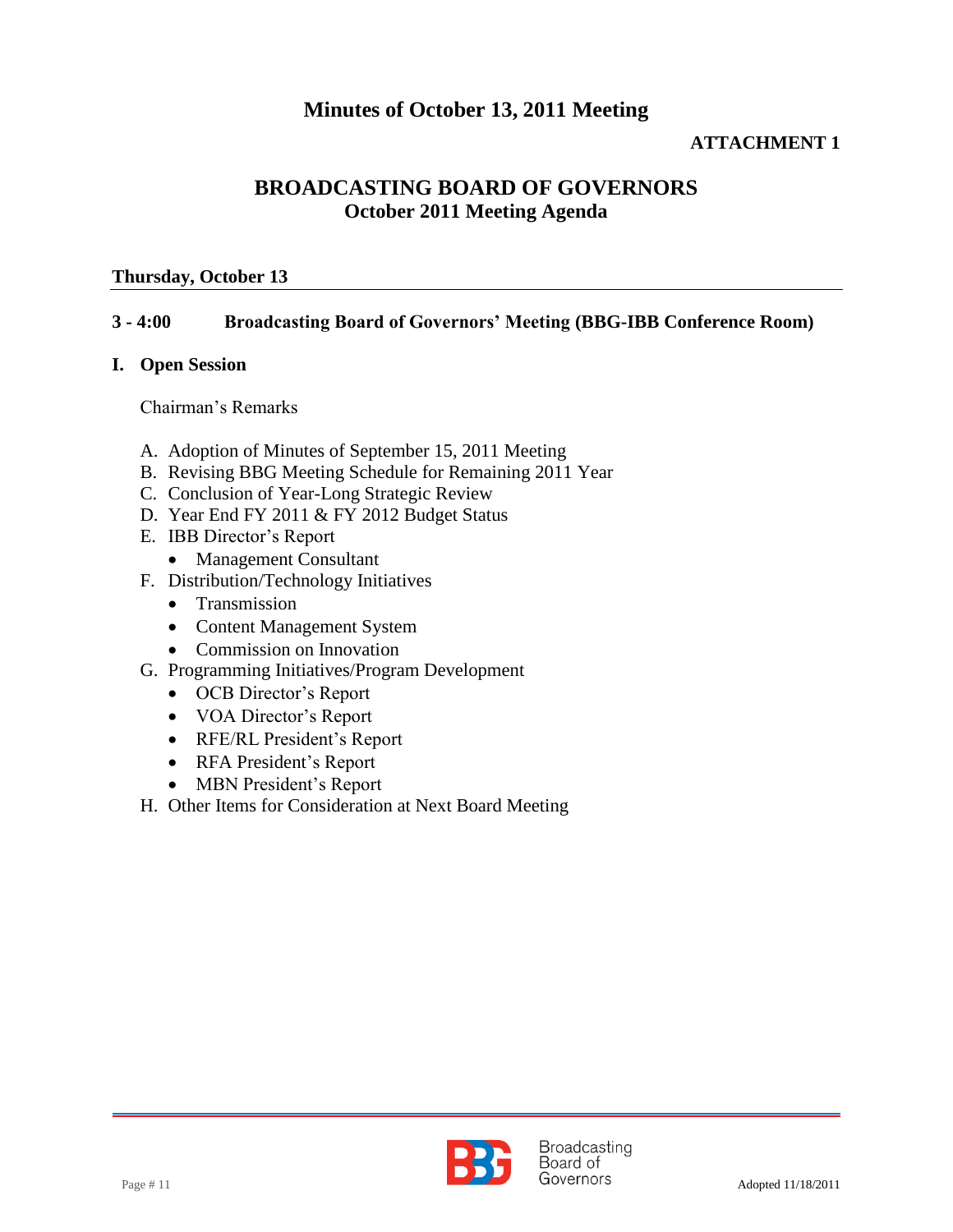**ATTACHMENT 1**

# BROADCASTING BOARD OF GOVERNORS
## October 2011 Meeting Agenda

**Thursday, October 13**

**3 - 4:00 Broadcasting Board of Governors' Meeting (BBG-IBB Conference Room)**

**I. Open Session**

Chairman's Remarks

A. Adoption of Minutes of September 15, 2011 Meeting
B. Revising BBG Meeting Schedule for Remaining 2011 Year
C. Conclusion of Year-Long Strategic Review
D. Year End FY 2011 & FY 2012 Budget Status
E. IBB Director's Report
   - Management Consultant
F. Distribution/Technology Initiatives
   - Transmission
   - Content Management System
   - Commission on Innovation
G. Programming Initiatives/Program Development
   - OCB Director's Report
   - VOA Director's Report
   - RFE/RL President's Report
   - RFA President's Report
   - MBN President's Report
H. Other Items for Consideration at Next Board Meeting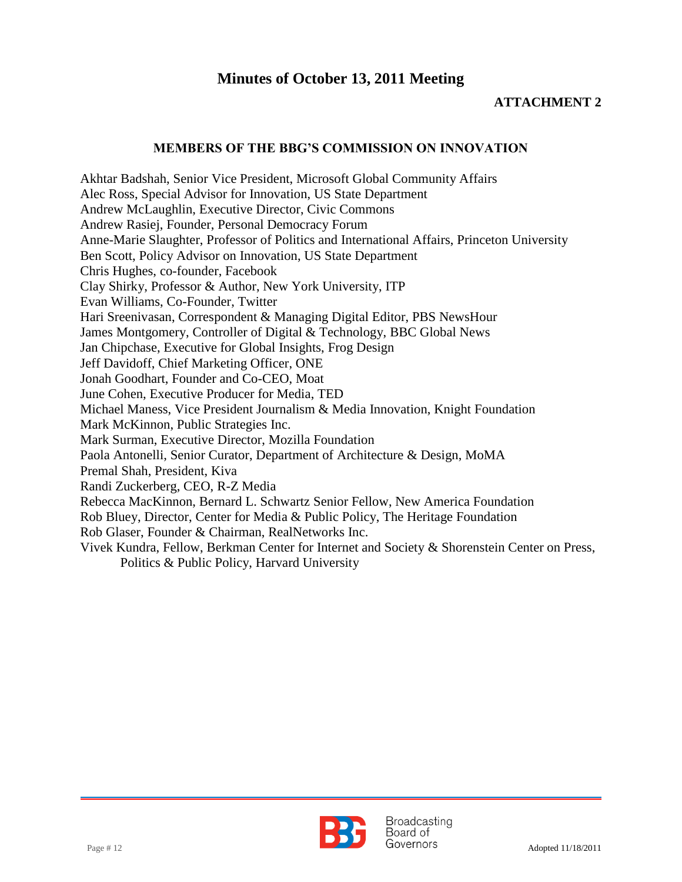# Minutes of October 13, 2011 Meeting

**ATTACHMENT 2**

## MEMBERS OF THE BBG'S COMMISSION ON INNOVATION

Akhtar Badshah, Senior Vice President, Microsoft Global Community Affairs
Alec Ross, Special Advisor for Innovation, US State Department
Andrew McLaughlin, Executive Director, Civic Commons
Andrew Rasiej, Founder, Personal Democracy Forum
Anne-Marie Slaughter, Professor of Politics and International Affairs, Princeton University
Ben Scott, Policy Advisor on Innovation, US State Department
Chris Hughes, co-founder, Facebook
Clay Shirky, Professor & Author, New York University, ITP
Evan Williams, Co-Founder, Twitter
Hari Sreenivasan, Correspondent & Managing Digital Editor, PBS NewsHour
James Montgomery, Controller of Digital & Technology, BBC Global News
Jan Chipchase, Executive for Global Insights, Frog Design
Jeff Davidoff, Chief Marketing Officer, ONE
Jonah Goodhart, Founder and Co-CEO, Moat
June Cohen, Executive Producer for Media, TED
Michael Maness, Vice President Journalism & Media Innovation, Knight Foundation
Mark McKinnon, Public Strategies Inc.
Mark Surman, Executive Director, Mozilla Foundation
Paola Antonelli, Senior Curator, Department of Architecture & Design, MoMA
Premal Shah, President, Kiva
Randi Zuckerberg, CEO, R-Z Media
Rebecca MacKinnon, Bernard L. Schwartz Senior Fellow, New America Foundation
Rob Bluey, Director, Center for Media & Public Policy, The Heritage Foundation
Rob Glaser, Founder & Chairman, RealNetworks Inc.
Vivek Kundra, Fellow, Berkman Center for Internet and Society & Shorenstein Center on Press, Politics & Public Policy, Harvard University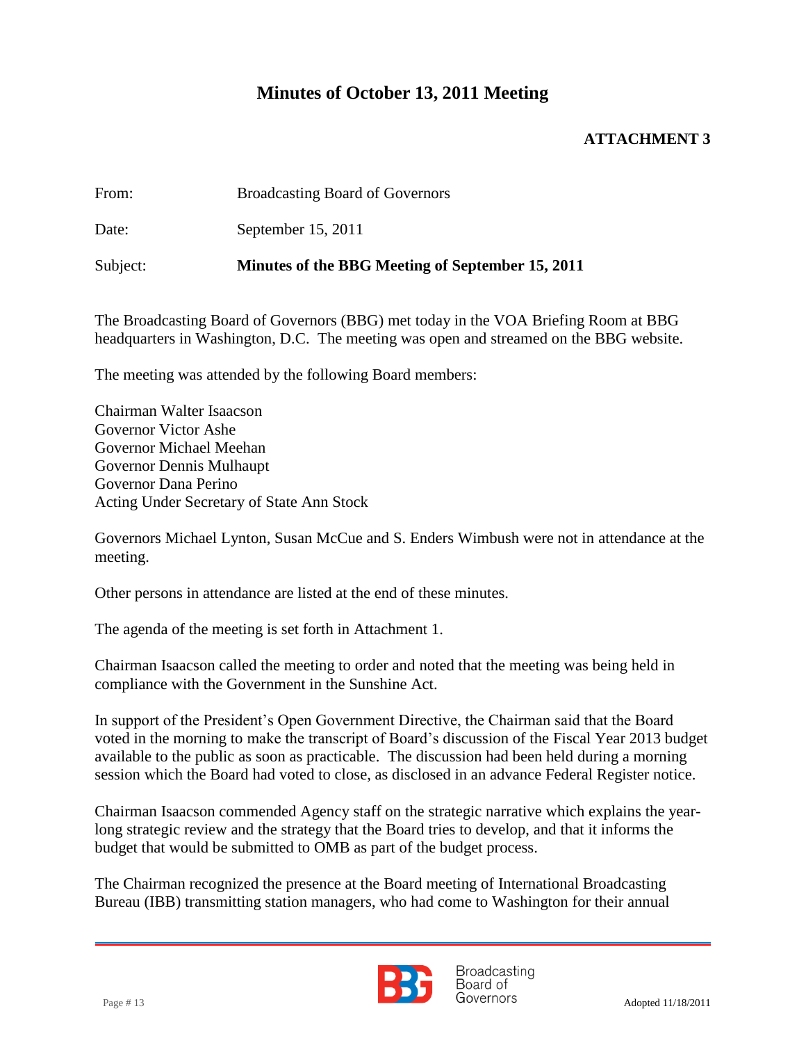# Minutes of October 13, 2011 Meeting

**ATTACHMENT 3**

From: Broadcasting Board of Governors

Date: September 15, 2011

Subject: **Minutes of the BBG Meeting of September 15, 2011**

The Broadcasting Board of Governors (BBG) met today in the VOA Briefing Room at BBG headquarters in Washington, D.C. The meeting was open and streamed on the BBG website.

The meeting was attended by the following Board members:

Chairman Walter Isaacson
Governor Victor Ashe
Governor Michael Meehan
Governor Dennis Mulhaupt
Governor Dana Perino
Acting Under Secretary of State Ann Stock

Governors Michael Lynton, Susan McCue and S. Enders Wimbush were not in attendance at the meeting.

Other persons in attendance are listed at the end of these minutes.

The agenda of the meeting is set forth in Attachment 1.

Chairman Isaacson called the meeting to order and noted that the meeting was being held in compliance with the Government in the Sunshine Act.

In support of the President's Open Government Directive, the Chairman said that the Board voted in the morning to make the transcript of Board's discussion of the Fiscal Year 2013 budget available to the public as soon as practicable. The discussion had been held during a morning session which the Board had voted to close, as disclosed in an advance Federal Register notice.

Chairman Isaacson commended Agency staff on the strategic narrative which explains the year-long strategic review and the strategy that the Board tries to develop, and that it informs the budget that would be submitted to OMB as part of the budget process.

The Chairman recognized the presence at the Board meeting of International Broadcasting Bureau (IBB) transmitting station managers, who had come to Washington for their annual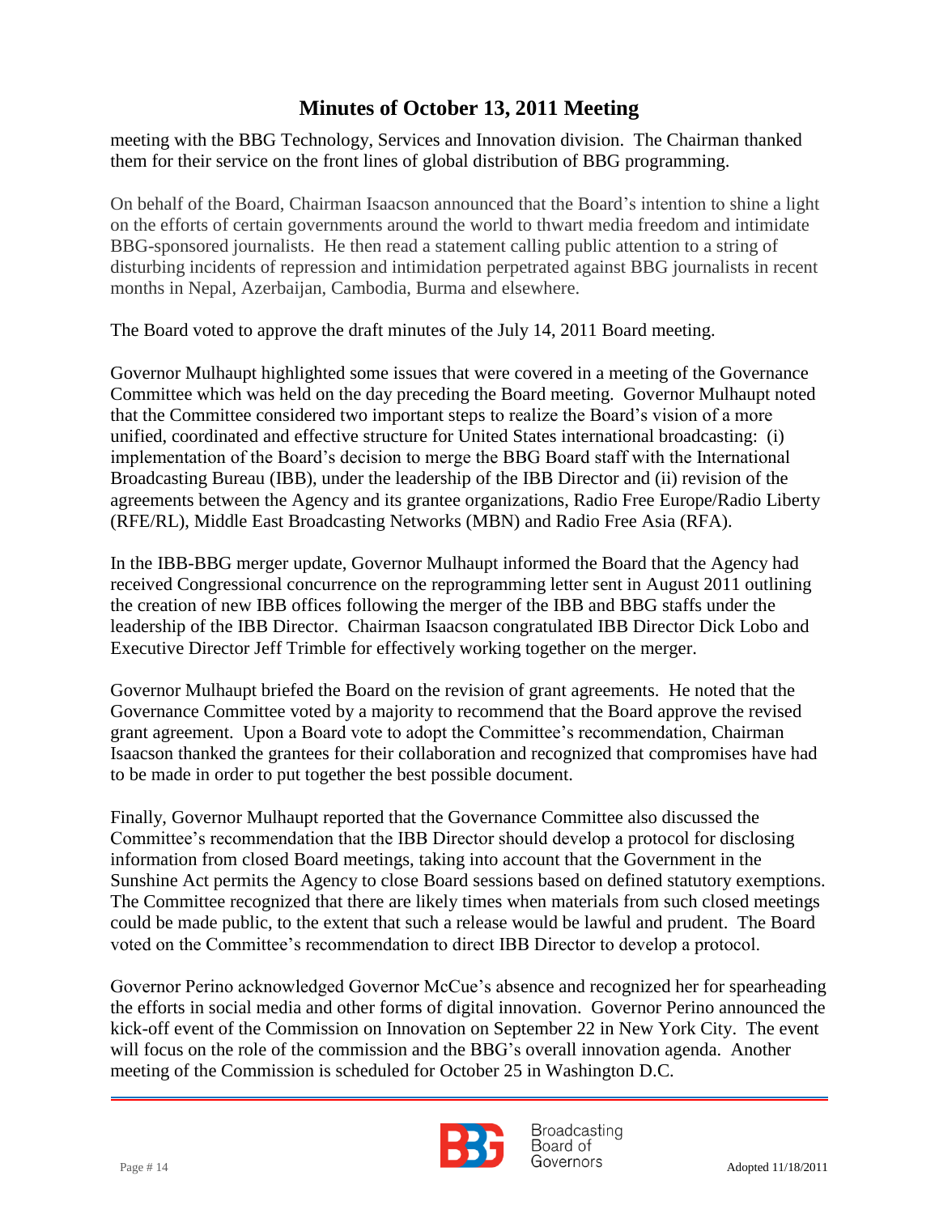meeting with the BBG Technology, Services and Innovation division. The Chairman thanked them for their service on the front lines of global distribution of BBG programming.

On behalf of the Board, Chairman Isaacson announced that the Board's intention to shine a light on the efforts of certain governments around the world to thwart media freedom and intimidate BBG-sponsored journalists. He then read a statement calling public attention to a string of disturbing incidents of repression and intimidation perpetrated against BBG journalists in recent months in Nepal, Azerbaijan, Cambodia, Burma and elsewhere.

The Board voted to approve the draft minutes of the July 14, 2011 Board meeting.

Governor Mulhaupt highlighted some issues that were covered in a meeting of the Governance Committee which was held on the day preceding the Board meeting. Governor Mulhaupt noted that the Committee considered two important steps to realize the Board's vision of a more unified, coordinated and effective structure for United States international broadcasting: (i) implementation of the Board's decision to merge the BBG Board staff with the International Broadcasting Bureau (IBB), under the leadership of the IBB Director and (ii) revision of the agreements between the Agency and its grantee organizations, Radio Free Europe/Radio Liberty (RFE/RL), Middle East Broadcasting Networks (MBN) and Radio Free Asia (RFA).

In the IBB-BBG merger update, Governor Mulhaupt informed the Board that the Agency had received Congressional concurrence on the reprogramming letter sent in August 2011 outlining the creation of new IBB offices following the merger of the IBB and BBG staffs under the leadership of the IBB Director. Chairman Isaacson congratulated IBB Director Dick Lobo and Executive Director Jeff Trimble for effectively working together on the merger.

Governor Mulhaupt briefed the Board on the revision of grant agreements. He noted that the Governance Committee voted by a majority to recommend that the Board approve the revised grant agreement. Upon a Board vote to adopt the Committee's recommendation, Chairman Isaacson thanked the grantees for their collaboration and recognized that compromises have had to be made in order to put together the best possible document.

Finally, Governor Mulhaupt reported that the Governance Committee also discussed the Committee's recommendation that the IBB Director should develop a protocol for disclosing information from closed Board meetings, taking into account that the Government in the Sunshine Act permits the Agency to close Board sessions based on defined statutory exemptions. The Committee recognized that there are likely times when materials from such closed meetings could be made public, to the extent that such a release would be lawful and prudent. The Board voted on the Committee's recommendation to direct IBB Director to develop a protocol.

Governor Perino acknowledged Governor McCue's absence and recognized her for spearheading the efforts in social media and other forms of digital innovation. Governor Perino announced the kick-off event of the Commission on Innovation on September 22 in New York City. The event will focus on the role of the commission and the BBG's overall innovation agenda. Another meeting of the Commission is scheduled for October 25 in Washington D.C.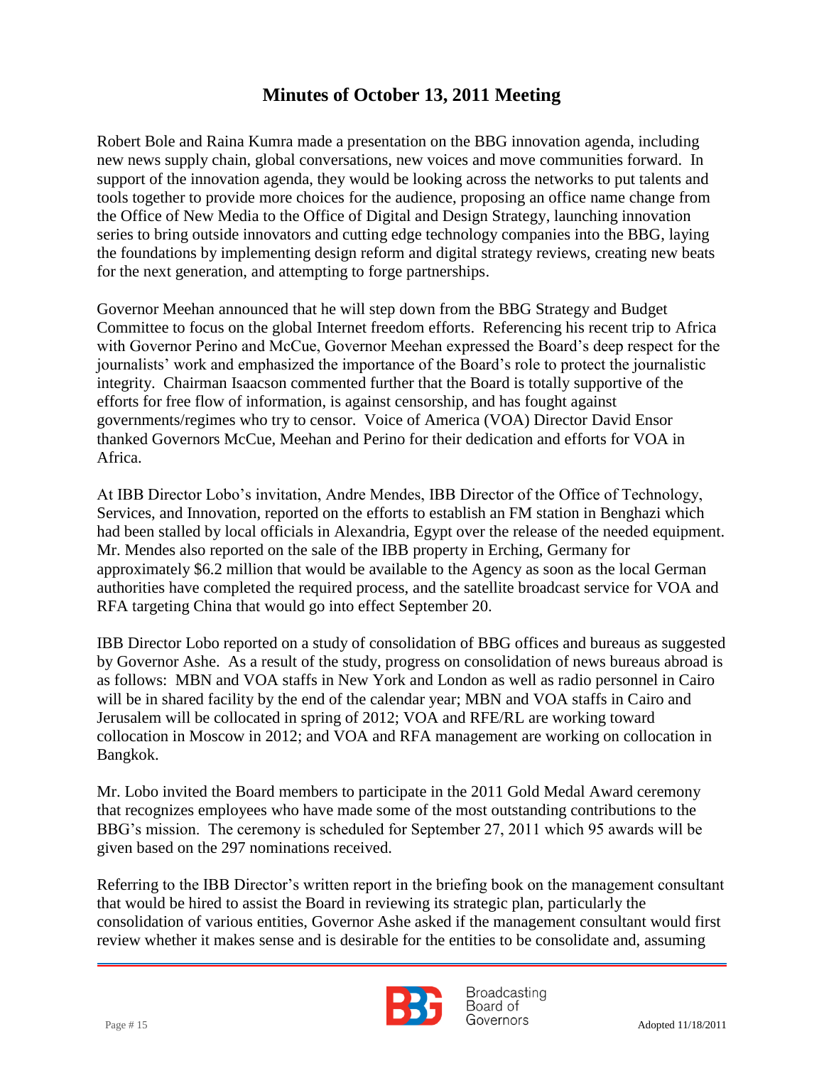# Minutes of October 13, 2011 Meeting

Robert Bole and Raina Kumra made a presentation on the BBG innovation agenda, including new news supply chain, global conversations, new voices and move communities forward. In support of the innovation agenda, they would be looking across the networks to put talents and tools together to provide more choices for the audience, proposing an office name change from the Office of New Media to the Office of Digital and Design Strategy, launching innovation series to bring outside innovators and cutting edge technology companies into the BBG, laying the foundations by implementing design reform and digital strategy reviews, creating new beats for the next generation, and attempting to forge partnerships.

Governor Meehan announced that he will step down from the BBG Strategy and Budget Committee to focus on the global Internet freedom efforts. Referencing his recent trip to Africa with Governor Perino and McCue, Governor Meehan expressed the Board's deep respect for the journalists' work and emphasized the importance of the Board's role to protect the journalistic integrity. Chairman Isaacson commented further that the Board is totally supportive of the efforts for free flow of information, is against censorship, and has fought against governments/regimes who try to censor. Voice of America (VOA) Director David Ensor thanked Governors McCue, Meehan and Perino for their dedication and efforts for VOA in Africa.

At IBB Director Lobo's invitation, Andre Mendes, IBB Director of the Office of Technology, Services, and Innovation, reported on the efforts to establish an FM station in Benghazi which had been stalled by local officials in Alexandria, Egypt over the release of the needed equipment. Mr. Mendes also reported on the sale of the IBB property in Erching, Germany for approximately $6.2 million that would be available to the Agency as soon as the local German authorities have completed the required process, and the satellite broadcast service for VOA and RFA targeting China that would go into effect September 20.

IBB Director Lobo reported on a study of consolidation of BBG offices and bureaus as suggested by Governor Ashe. As a result of the study, progress on consolidation of news bureaus abroad is as follows: MBN and VOA staffs in New York and London as well as radio personnel in Cairo will be in shared facility by the end of the calendar year; MBN and VOA staffs in Cairo and Jerusalem will be collocated in spring of 2012; VOA and RFE/RL are working toward collocation in Moscow in 2012; and VOA and RFA management are working on collocation in Bangkok.

Mr. Lobo invited the Board members to participate in the 2011 Gold Medal Award ceremony that recognizes employees who have made some of the most outstanding contributions to the BBG's mission. The ceremony is scheduled for September 27, 2011 which 95 awards will be given based on the 297 nominations received.

Referring to the IBB Director's written report in the briefing book on the management consultant that would be hired to assist the Board in reviewing its strategic plan, particularly the consolidation of various entities, Governor Ashe asked if the management consultant would first review whether it makes sense and is desirable for the entities to be consolidate and, assuming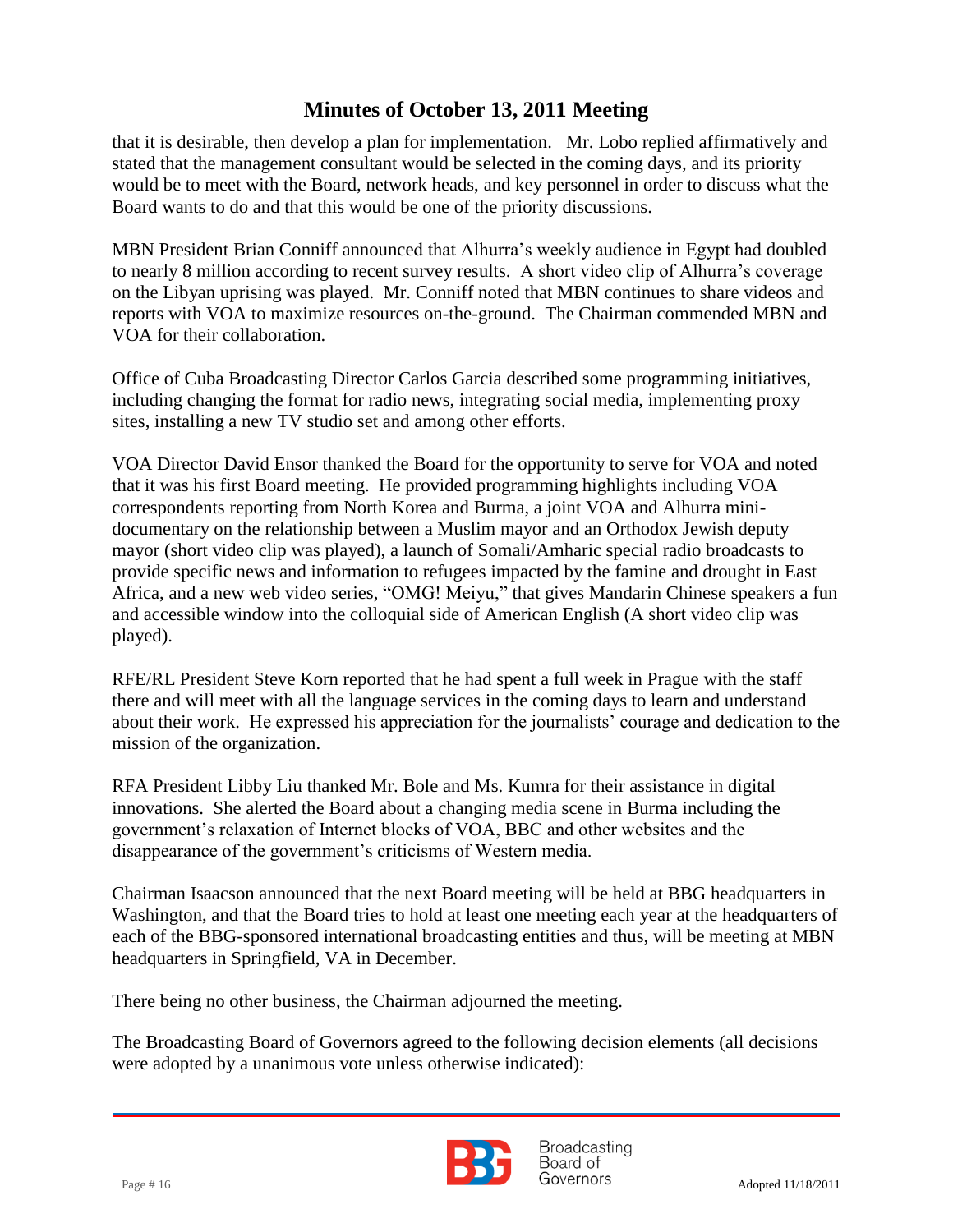that it is desirable, then develop a plan for implementation. Mr. Lobo replied affirmatively and stated that the management consultant would be selected in the coming days, and its priority would be to meet with the Board, network heads, and key personnel in order to discuss what the Board wants to do and that this would be one of the priority discussions.

MBN President Brian Conniff announced that Alhurra's weekly audience in Egypt had doubled to nearly 8 million according to recent survey results. A short video clip of Alhurra's coverage on the Libyan uprising was played. Mr. Conniff noted that MBN continues to share videos and reports with VOA to maximize resources on-the-ground. The Chairman commended MBN and VOA for their collaboration.

Office of Cuba Broadcasting Director Carlos Garcia described some programming initiatives, including changing the format for radio news, integrating social media, implementing proxy sites, installing a new TV studio set and among other efforts.

VOA Director David Ensor thanked the Board for the opportunity to serve for VOA and noted that it was his first Board meeting. He provided programming highlights including VOA correspondents reporting from North Korea and Burma, a joint VOA and Alhurra mini-documentary on the relationship between a Muslim mayor and an Orthodox Jewish deputy mayor (short video clip was played), a launch of Somali/Amharic special radio broadcasts to provide specific news and information to refugees impacted by the famine and drought in East Africa, and a new web video series, "OMG! Meiyu," that gives Mandarin Chinese speakers a fun and accessible window into the colloquial side of American English (A short video clip was played).

RFE/RL President Steve Korn reported that he had spent a full week in Prague with the staff there and will meet with all the language services in the coming days to learn and understand about their work. He expressed his appreciation for the journalists' courage and dedication to the mission of the organization.

RFA President Libby Liu thanked Mr. Bole and Ms. Kumra for their assistance in digital innovations. She alerted the Board about a changing media scene in Burma including the government's relaxation of Internet blocks of VOA, BBC and other websites and the disappearance of the government's criticisms of Western media.

Chairman Isaacson announced that the next Board meeting will be held at BBG headquarters in Washington, and that the Board tries to hold at least one meeting each year at the headquarters of each of the BBG-sponsored international broadcasting entities and thus, will be meeting at MBN headquarters in Springfield, VA in December.

There being no other business, the Chairman adjourned the meeting.

The Broadcasting Board of Governors agreed to the following decision elements (all decisions were adopted by a unanimous vote unless otherwise indicated):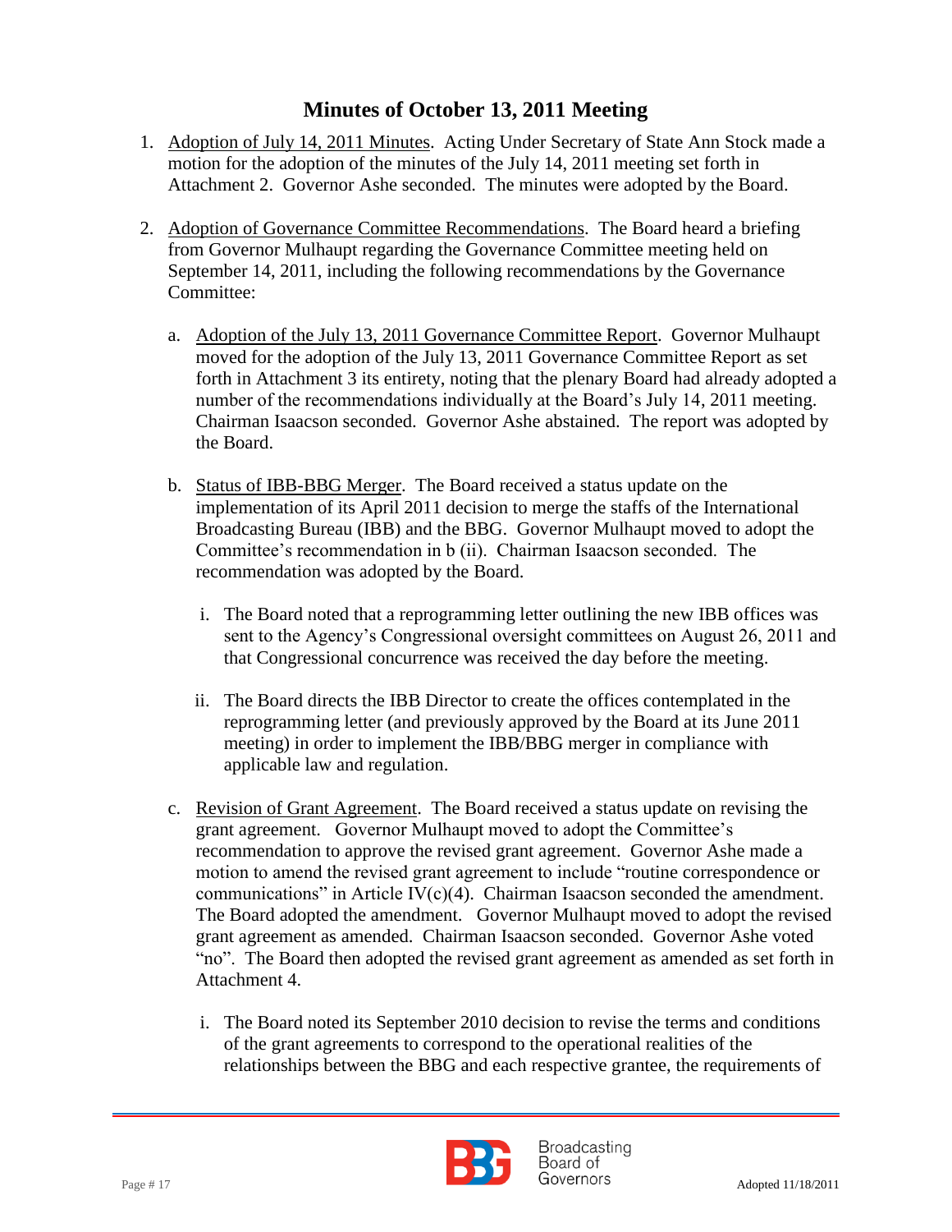## Minutes of October 13, 2011 Meeting

1. Adoption of July 14, 2011 Minutes. Acting Under Secretary of State Ann Stock made a motion for the adoption of the minutes of the July 14, 2011 meeting set forth in Attachment 2. Governor Ashe seconded. The minutes were adopted by the Board.

2. Adoption of Governance Committee Recommendations. The Board heard a briefing from Governor Mulhaupt regarding the Governance Committee meeting held on September 14, 2011, including the following recommendations by the Governance Committee:

   a. Adoption of the July 13, 2011 Governance Committee Report. Governor Mulhaupt moved for the adoption of the July 13, 2011 Governance Committee Report as set forth in Attachment 3 its entirety, noting that the plenary Board had already adopted a number of the recommendations individually at the Board's July 14, 2011 meeting. Chairman Isaacson seconded. Governor Ashe abstained. The report was adopted by the Board.

   b. Status of IBB-BBG Merger. The Board received a status update on the implementation of its April 2011 decision to merge the staffs of the International Broadcasting Bureau (IBB) and the BBG. Governor Mulhaupt moved to adopt the Committee's recommendation in b (ii). Chairman Isaacson seconded. The recommendation was adopted by the Board.

      i. The Board noted that a reprogramming letter outlining the new IBB offices was sent to the Agency's Congressional oversight committees on August 26, 2011 and that Congressional concurrence was received the day before the meeting.

      ii. The Board directs the IBB Director to create the offices contemplated in the reprogramming letter (and previously approved by the Board at its June 2011 meeting) in order to implement the IBB/BBG merger in compliance with applicable law and regulation.

   c. Revision of Grant Agreement. The Board received a status update on revising the grant agreement. Governor Mulhaupt moved to adopt the Committee's recommendation to approve the revised grant agreement. Governor Ashe made a motion to amend the revised grant agreement to include "routine correspondence or communications" in Article IV(c)(4). Chairman Isaacson seconded the amendment. The Board adopted the amendment. Governor Mulhaupt moved to adopt the revised grant agreement as amended. Chairman Isaacson seconded. Governor Ashe voted "no". The Board then adopted the revised grant agreement as amended as set forth in Attachment 4.

      i. The Board noted its September 2010 decision to revise the terms and conditions of the grant agreements to correspond to the operational realities of the relationships between the BBG and each respective grantee, the requirements of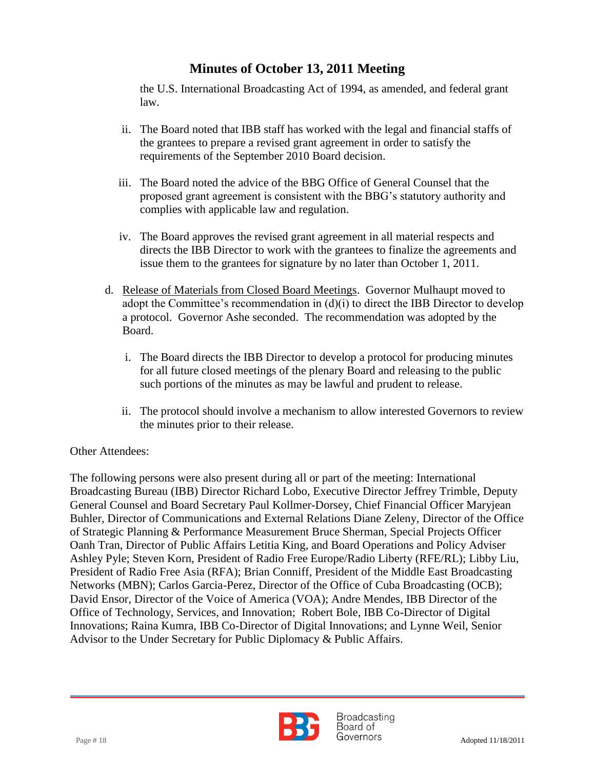the U.S. International Broadcasting Act of 1994, as amended, and federal grant law.

ii. The Board noted that IBB staff has worked with the legal and financial staffs of the grantees to prepare a revised grant agreement in order to satisfy the requirements of the September 2010 Board decision.

iii. The Board noted the advice of the BBG Office of General Counsel that the proposed grant agreement is consistent with the BBG's statutory authority and complies with applicable law and regulation.

iv. The Board approves the revised grant agreement in all material respects and directs the IBB Director to work with the grantees to finalize the agreements and issue them to the grantees for signature by no later than October 1, 2011.

d. Release of Materials from Closed Board Meetings. Governor Mulhaupt moved to adopt the Committee's recommendation in (d)(i) to direct the IBB Director to develop a protocol. Governor Ashe seconded. The recommendation was adopted by the Board.

i. The Board directs the IBB Director to develop a protocol for producing minutes for all future closed meetings of the plenary Board and releasing to the public such portions of the minutes as may be lawful and prudent to release.

ii. The protocol should involve a mechanism to allow interested Governors to review the minutes prior to their release.

Other Attendees:

The following persons were also present during all or part of the meeting: International Broadcasting Bureau (IBB) Director Richard Lobo, Executive Director Jeffrey Trimble, Deputy General Counsel and Board Secretary Paul Kollmer-Dorsey, Chief Financial Officer Maryjean Buhler, Director of Communications and External Relations Diane Zeleny, Director of the Office of Strategic Planning & Performance Measurement Bruce Sherman, Special Projects Officer Oanh Tran, Director of Public Affairs Letitia King, and Board Operations and Policy Adviser Ashley Pyle; Steven Korn, President of Radio Free Europe/Radio Liberty (RFE/RL); Libby Liu, President of Radio Free Asia (RFA); Brian Conniff, President of the Middle East Broadcasting Networks (MBN); Carlos Garcia-Perez, Director of the Office of Cuba Broadcasting (OCB); David Ensor, Director of the Voice of America (VOA); Andre Mendes, IBB Director of the Office of Technology, Services, and Innovation; Robert Bole, IBB Co-Director of Digital Innovations; Raina Kumra, IBB Co-Director of Digital Innovations; and Lynne Weil, Senior Advisor to the Under Secretary for Public Diplomacy & Public Affairs.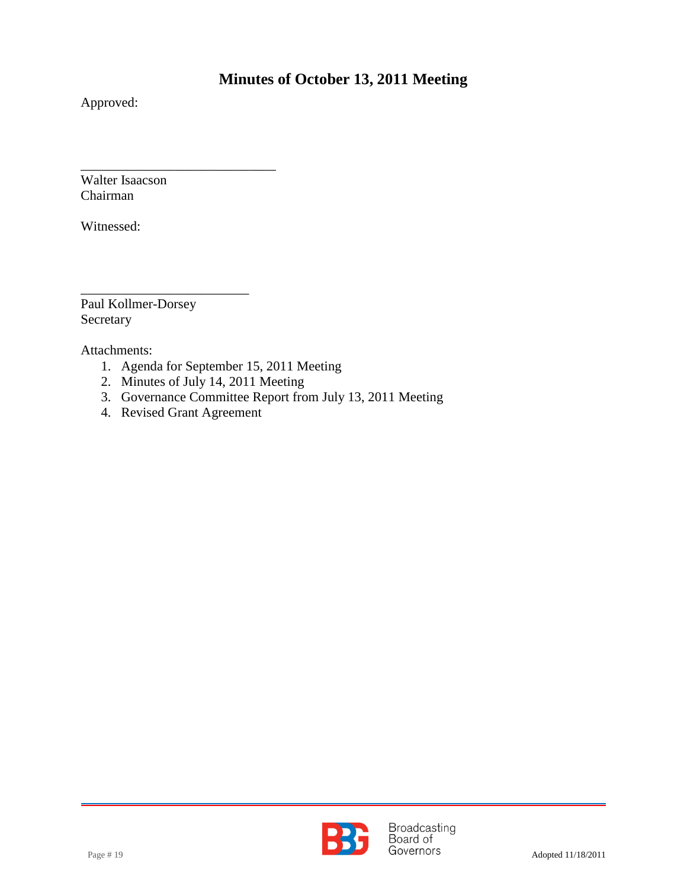## Minutes of October 13, 2011 Meeting

Approved:

______________________________
Walter Isaacson
Chairman

Witnessed:

__________________________
Paul Kollmer-Dorsey
Secretary

Attachments:

1. Agenda for September 15, 2011 Meeting
2. Minutes of July 14, 2011 Meeting
3. Governance Committee Report from July 13, 2011 Meeting
4. Revised Grant Agreement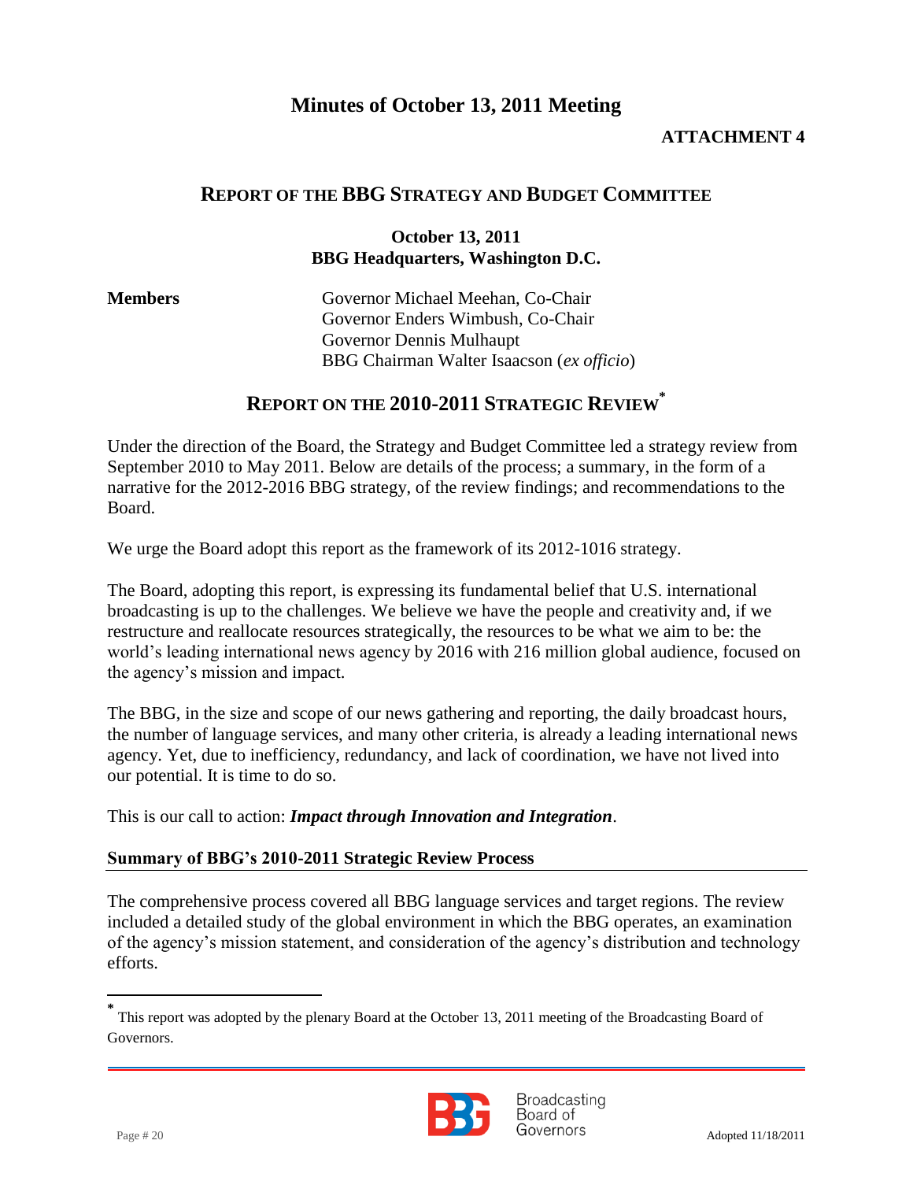# Minutes of October 13, 2011 Meeting

**ATTACHMENT 4**

## REPORT OF THE BBG STRATEGY AND BUDGET COMMITTEE

**October 13, 2011**
**BBG Headquarters, Washington D.C.**

**Members**

Governor Michael Meehan, Co-Chair
Governor Enders Wimbush, Co-Chair
Governor Dennis Mulhaupt
BBG Chairman Walter Isaacson (*ex officio*)

## REPORT ON THE 2010-2011 STRATEGIC REVIEW*

Under the direction of the Board, the Strategy and Budget Committee led a strategy review from September 2010 to May 2011. Below are details of the process; a summary, in the form of a narrative for the 2012-2016 BBG strategy, of the review findings; and recommendations to the Board.

We urge the Board adopt this report as the framework of its 2012-1016 strategy.

The Board, adopting this report, is expressing its fundamental belief that U.S. international broadcasting is up to the challenges. We believe we have the people and creativity and, if we restructure and reallocate resources strategically, the resources to be what we aim to be: the world's leading international news agency by 2016 with 216 million global audience, focused on the agency's mission and impact.

The BBG, in the size and scope of our news gathering and reporting, the daily broadcast hours, the number of language services, and many other criteria, is already a leading international news agency. Yet, due to inefficiency, redundancy, and lack of coordination, we have not lived into our potential. It is time to do so.

This is our call to action: ***Impact through Innovation and Integration***.

### Summary of BBG's 2010-2011 Strategic Review Process

The comprehensive process covered all BBG language services and target regions. The review included a detailed study of the global environment in which the BBG operates, an examination of the agency's mission statement, and consideration of the agency's distribution and technology efforts.

---

\* This report was adopted by the plenary Board at the October 13, 2011 meeting of the Broadcasting Board of Governors.

Adopted 11/18/2011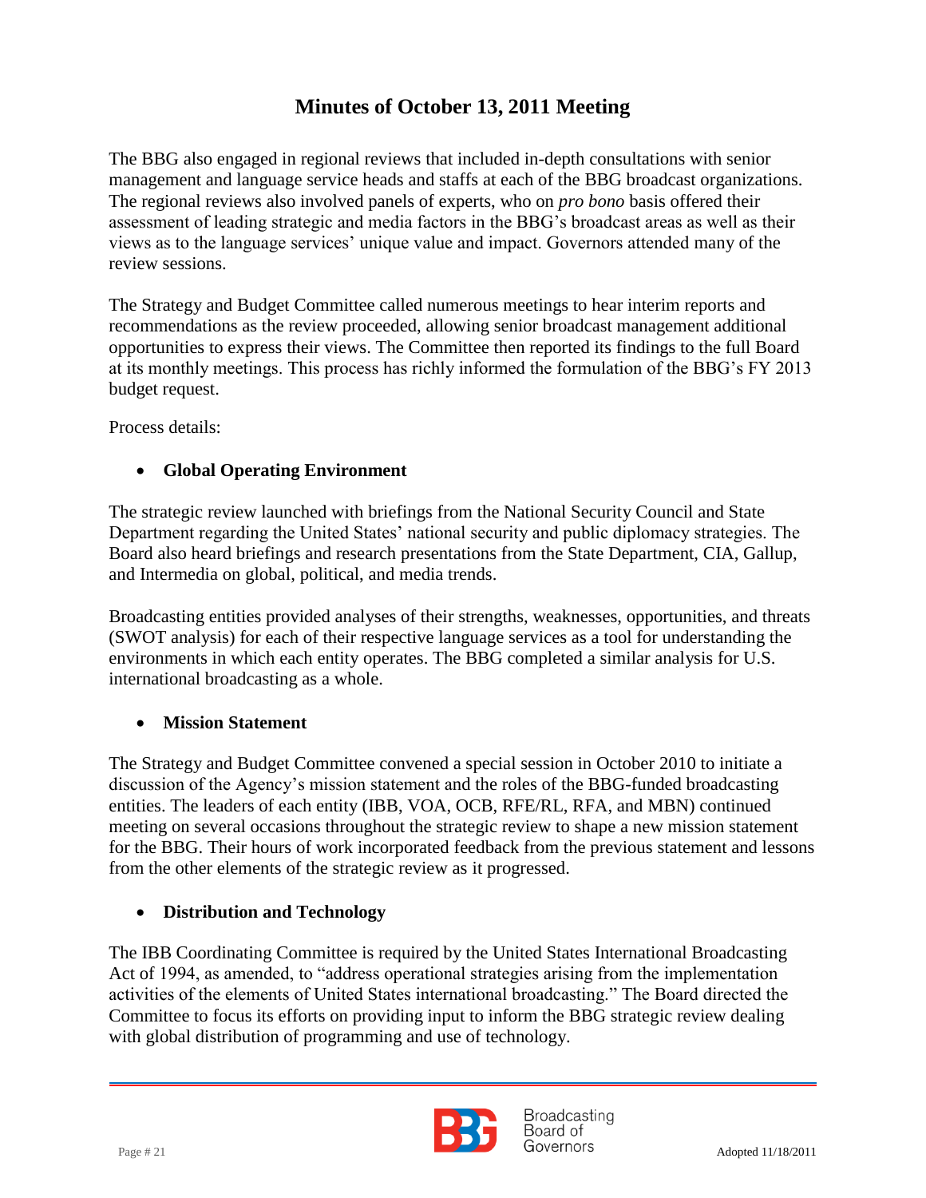The BBG also engaged in regional reviews that included in-depth consultations with senior management and language service heads and staffs at each of the BBG broadcast organizations. The regional reviews also involved panels of experts, who on *pro bono* basis offered their assessment of leading strategic and media factors in the BBG's broadcast areas as well as their views as to the language services' unique value and impact. Governors attended many of the review sessions.

The Strategy and Budget Committee called numerous meetings to hear interim reports and recommendations as the review proceeded, allowing senior broadcast management additional opportunities to express their views. The Committee then reported its findings to the full Board at its monthly meetings. This process has richly informed the formulation of the BBG's FY 2013 budget request.

Process details:

- **Global Operating Environment**

The strategic review launched with briefings from the National Security Council and State Department regarding the United States' national security and public diplomacy strategies. The Board also heard briefings and research presentations from the State Department, CIA, Gallup, and Intermedia on global, political, and media trends.

Broadcasting entities provided analyses of their strengths, weaknesses, opportunities, and threats (SWOT analysis) for each of their respective language services as a tool for understanding the environments in which each entity operates. The BBG completed a similar analysis for U.S. international broadcasting as a whole.

- **Mission Statement**

The Strategy and Budget Committee convened a special session in October 2010 to initiate a discussion of the Agency's mission statement and the roles of the BBG-funded broadcasting entities. The leaders of each entity (IBB, VOA, OCB, RFE/RL, RFA, and MBN) continued meeting on several occasions throughout the strategic review to shape a new mission statement for the BBG. Their hours of work incorporated feedback from the previous statement and lessons from the other elements of the strategic review as it progressed.

- **Distribution and Technology**

The IBB Coordinating Committee is required by the United States International Broadcasting Act of 1994, as amended, to "address operational strategies arising from the implementation activities of the elements of United States international broadcasting." The Board directed the Committee to focus its efforts on providing input to inform the BBG strategic review dealing with global distribution of programming and use of technology.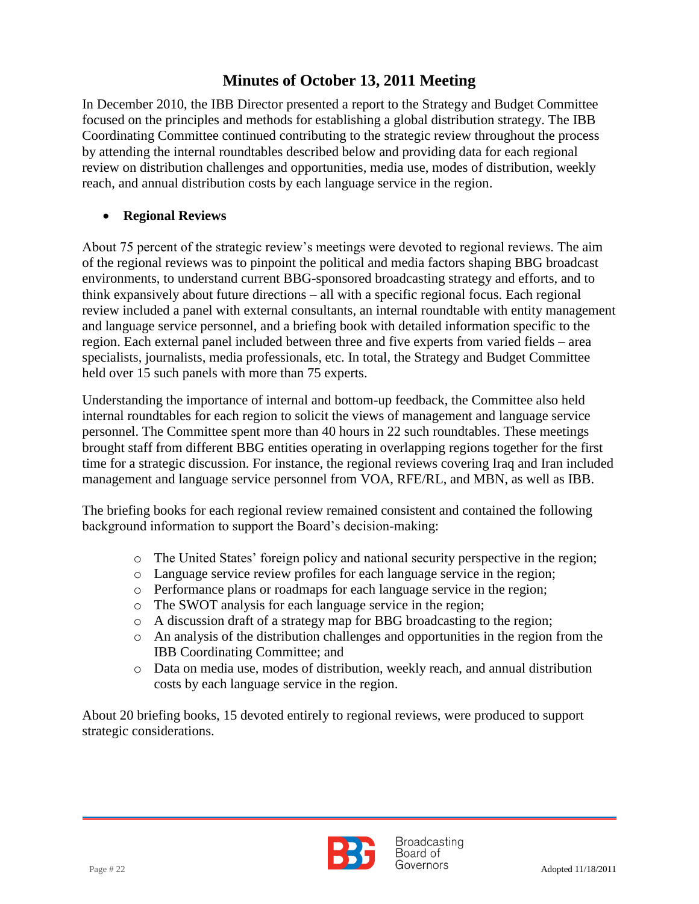# Minutes of October 13, 2011 Meeting

In December 2010, the IBB Director presented a report to the Strategy and Budget Committee focused on the principles and methods for establishing a global distribution strategy. The IBB Coordinating Committee continued contributing to the strategic review throughout the process by attending the internal roundtables described below and providing data for each regional review on distribution challenges and opportunities, media use, modes of distribution, weekly reach, and annual distribution costs by each language service in the region.

- **Regional Reviews**

About 75 percent of the strategic review's meetings were devoted to regional reviews. The aim of the regional reviews was to pinpoint the political and media factors shaping BBG broadcast environments, to understand current BBG-sponsored broadcasting strategy and efforts, and to think expansively about future directions – all with a specific regional focus. Each regional review included a panel with external consultants, an internal roundtable with entity management and language service personnel, and a briefing book with detailed information specific to the region. Each external panel included between three and five experts from varied fields – area specialists, journalists, media professionals, etc. In total, the Strategy and Budget Committee held over 15 such panels with more than 75 experts.

Understanding the importance of internal and bottom-up feedback, the Committee also held internal roundtables for each region to solicit the views of management and language service personnel. The Committee spent more than 40 hours in 22 such roundtables. These meetings brought staff from different BBG entities operating in overlapping regions together for the first time for a strategic discussion. For instance, the regional reviews covering Iraq and Iran included management and language service personnel from VOA, RFE/RL, and MBN, as well as IBB.

The briefing books for each regional review remained consistent and contained the following background information to support the Board's decision-making:

- The United States' foreign policy and national security perspective in the region;
- Language service review profiles for each language service in the region;
- Performance plans or roadmaps for each language service in the region;
- The SWOT analysis for each language service in the region;
- A discussion draft of a strategy map for BBG broadcasting to the region;
- An analysis of the distribution challenges and opportunities in the region from the IBB Coordinating Committee; and
- Data on media use, modes of distribution, weekly reach, and annual distribution costs by each language service in the region.

About 20 briefing books, 15 devoted entirely to regional reviews, were produced to support strategic considerations.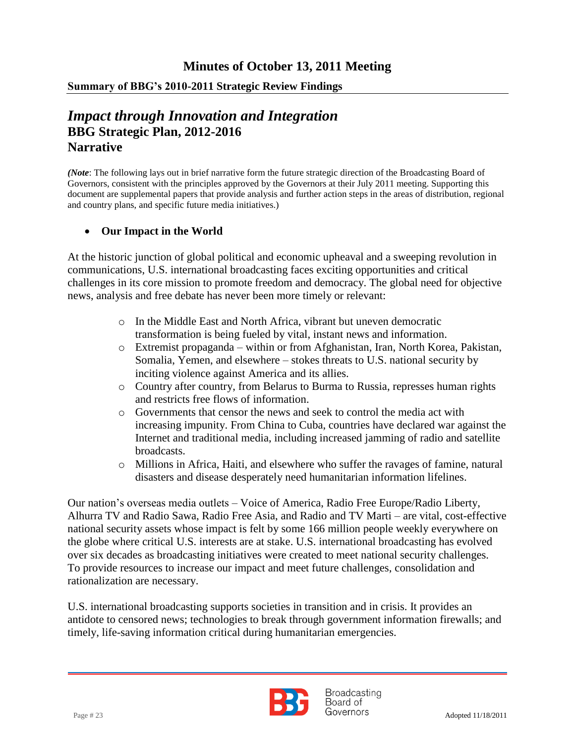## Minutes of October 13, 2011 Meeting

### Summary of BBG's 2010-2011 Strategic Review Findings

# *Impact through Innovation and Integration*

## BBG Strategic Plan, 2012-2016

## Narrative

*(Note*: The following lays out in brief narrative form the future strategic direction of the Broadcasting Board of Governors, consistent with the principles approved by the Governors at their July 2011 meeting. Supporting this document are supplemental papers that provide analysis and further action steps in the areas of distribution, regional and country plans, and specific future media initiatives.)

- **Our Impact in the World**

At the historic junction of global political and economic upheaval and a sweeping revolution in communications, U.S. international broadcasting faces exciting opportunities and critical challenges in its core mission to promote freedom and democracy. The global need for objective news, analysis and free debate has never been more timely or relevant:

- In the Middle East and North Africa, vibrant but uneven democratic transformation is being fueled by vital, instant news and information.
- Extremist propaganda – within or from Afghanistan, Iran, North Korea, Pakistan, Somalia, Yemen, and elsewhere – stokes threats to U.S. national security by inciting violence against America and its allies.
- Country after country, from Belarus to Burma to Russia, represses human rights and restricts free flows of information.
- Governments that censor the news and seek to control the media act with increasing impunity. From China to Cuba, countries have declared war against the Internet and traditional media, including increased jamming of radio and satellite broadcasts.
- Millions in Africa, Haiti, and elsewhere who suffer the ravages of famine, natural disasters and disease desperately need humanitarian information lifelines.

Our nation's overseas media outlets – Voice of America, Radio Free Europe/Radio Liberty, Alhurra TV and Radio Sawa, Radio Free Asia, and Radio and TV Marti – are vital, cost-effective national security assets whose impact is felt by some 166 million people weekly everywhere on the globe where critical U.S. interests are at stake. U.S. international broadcasting has evolved over six decades as broadcasting initiatives were created to meet national security challenges. To provide resources to increase our impact and meet future challenges, consolidation and rationalization are necessary.

U.S. international broadcasting supports societies in transition and in crisis. It provides an antidote to censored news; technologies to break through government information firewalls; and timely, life-saving information critical during humanitarian emergencies.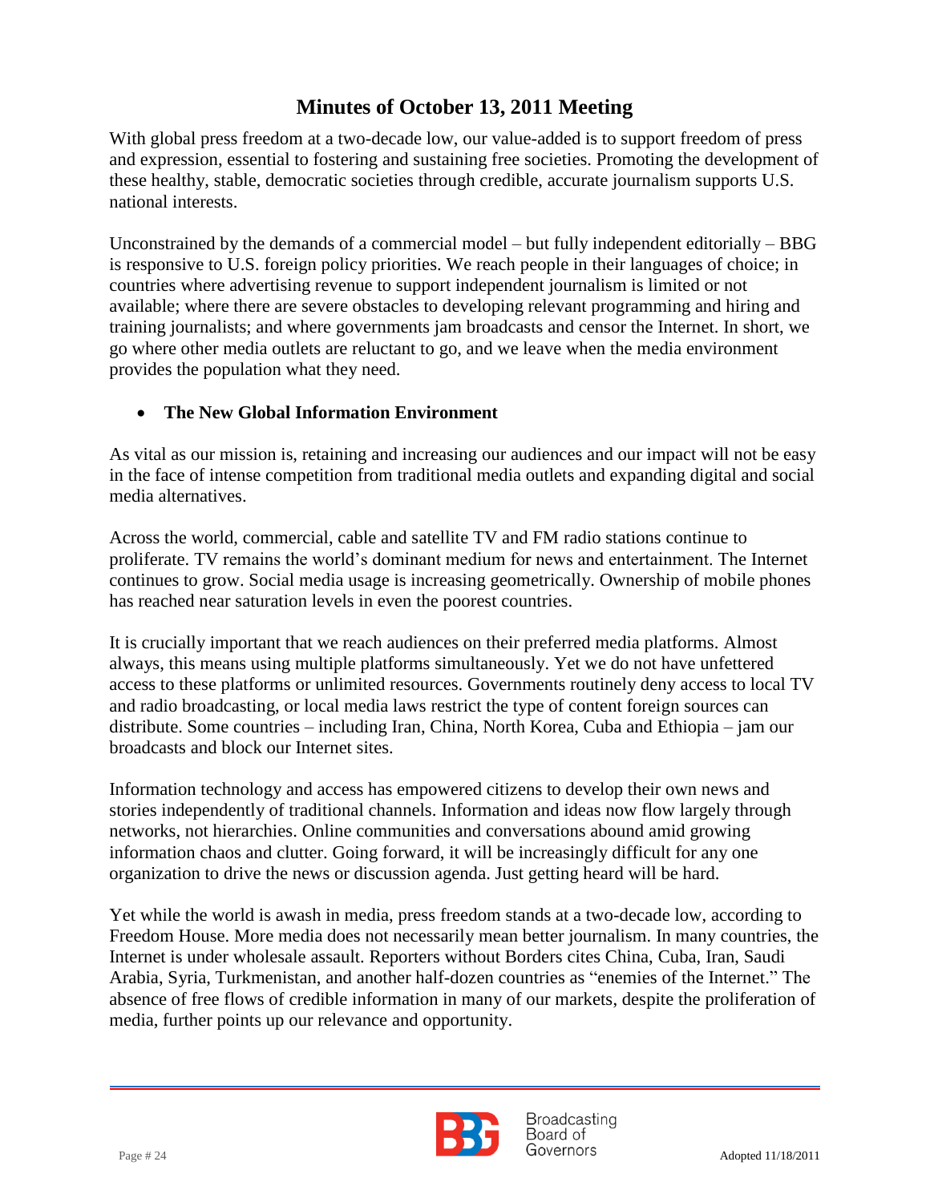With global press freedom at a two-decade low, our value-added is to support freedom of press and expression, essential to fostering and sustaining free societies. Promoting the development of these healthy, stable, democratic societies through credible, accurate journalism supports U.S. national interests.

Unconstrained by the demands of a commercial model – but fully independent editorially – BBG is responsive to U.S. foreign policy priorities. We reach people in their languages of choice; in countries where advertising revenue to support independent journalism is limited or not available; where there are severe obstacles to developing relevant programming and hiring and training journalists; and where governments jam broadcasts and censor the Internet. In short, we go where other media outlets are reluctant to go, and we leave when the media environment provides the population what they need.

- **The New Global Information Environment**

As vital as our mission is, retaining and increasing our audiences and our impact will not be easy in the face of intense competition from traditional media outlets and expanding digital and social media alternatives.

Across the world, commercial, cable and satellite TV and FM radio stations continue to proliferate. TV remains the world's dominant medium for news and entertainment. The Internet continues to grow. Social media usage is increasing geometrically. Ownership of mobile phones has reached near saturation levels in even the poorest countries.

It is crucially important that we reach audiences on their preferred media platforms. Almost always, this means using multiple platforms simultaneously. Yet we do not have unfettered access to these platforms or unlimited resources. Governments routinely deny access to local TV and radio broadcasting, or local media laws restrict the type of content foreign sources can distribute. Some countries – including Iran, China, North Korea, Cuba and Ethiopia – jam our broadcasts and block our Internet sites.

Information technology and access has empowered citizens to develop their own news and stories independently of traditional channels. Information and ideas now flow largely through networks, not hierarchies. Online communities and conversations abound amid growing information chaos and clutter. Going forward, it will be increasingly difficult for any one organization to drive the news or discussion agenda. Just getting heard will be hard.

Yet while the world is awash in media, press freedom stands at a two-decade low, according to Freedom House. More media does not necessarily mean better journalism. In many countries, the Internet is under wholesale assault. Reporters without Borders cites China, Cuba, Iran, Saudi Arabia, Syria, Turkmenistan, and another half-dozen countries as "enemies of the Internet." The absence of free flows of credible information in many of our markets, despite the proliferation of media, further points up our relevance and opportunity.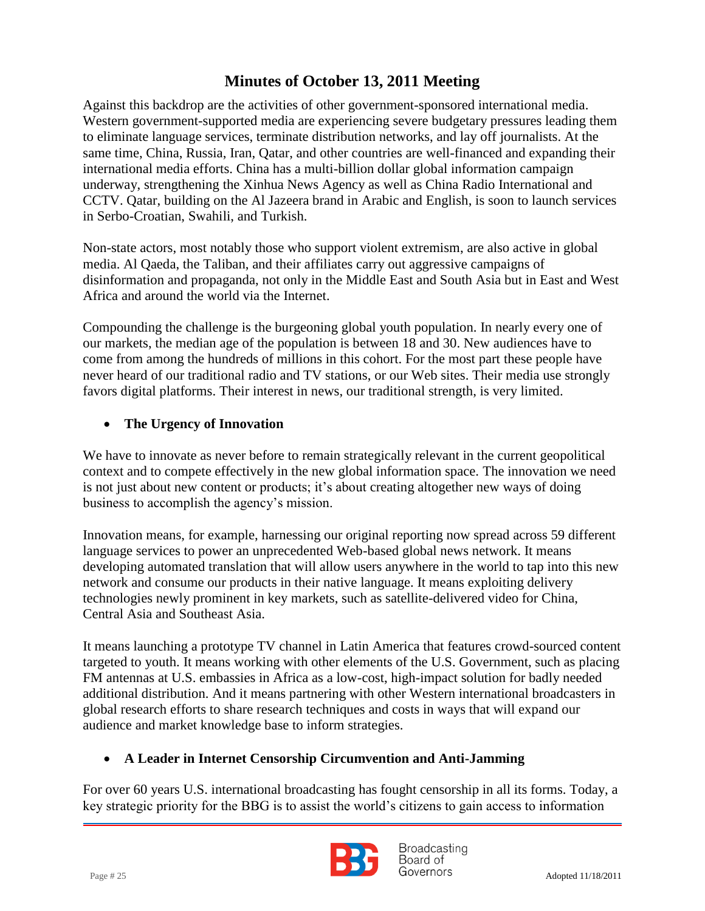Against this backdrop are the activities of other government-sponsored international media. Western government-supported media are experiencing severe budgetary pressures leading them to eliminate language services, terminate distribution networks, and lay off journalists. At the same time, China, Russia, Iran, Qatar, and other countries are well-financed and expanding their international media efforts. China has a multi-billion dollar global information campaign underway, strengthening the Xinhua News Agency as well as China Radio International and CCTV. Qatar, building on the Al Jazeera brand in Arabic and English, is soon to launch services in Serbo-Croatian, Swahili, and Turkish.

Non-state actors, most notably those who support violent extremism, are also active in global media. Al Qaeda, the Taliban, and their affiliates carry out aggressive campaigns of disinformation and propaganda, not only in the Middle East and South Asia but in East and West Africa and around the world via the Internet.

Compounding the challenge is the burgeoning global youth population. In nearly every one of our markets, the median age of the population is between 18 and 30. New audiences have to come from among the hundreds of millions in this cohort. For the most part these people have never heard of our traditional radio and TV stations, or our Web sites. Their media use strongly favors digital platforms. Their interest in news, our traditional strength, is very limited.

- **The Urgency of Innovation**

We have to innovate as never before to remain strategically relevant in the current geopolitical context and to compete effectively in the new global information space. The innovation we need is not just about new content or products; it's about creating altogether new ways of doing business to accomplish the agency's mission.

Innovation means, for example, harnessing our original reporting now spread across 59 different language services to power an unprecedented Web-based global news network. It means developing automated translation that will allow users anywhere in the world to tap into this new network and consume our products in their native language. It means exploiting delivery technologies newly prominent in key markets, such as satellite-delivered video for China, Central Asia and Southeast Asia.

It means launching a prototype TV channel in Latin America that features crowd-sourced content targeted to youth. It means working with other elements of the U.S. Government, such as placing FM antennas at U.S. embassies in Africa as a low-cost, high-impact solution for badly needed additional distribution. And it means partnering with other Western international broadcasters in global research efforts to share research techniques and costs in ways that will expand our audience and market knowledge base to inform strategies.

- **A Leader in Internet Censorship Circumvention and Anti-Jamming**

For over 60 years U.S. international broadcasting has fought censorship in all its forms. Today, a key strategic priority for the BBG is to assist the world's citizens to gain access to information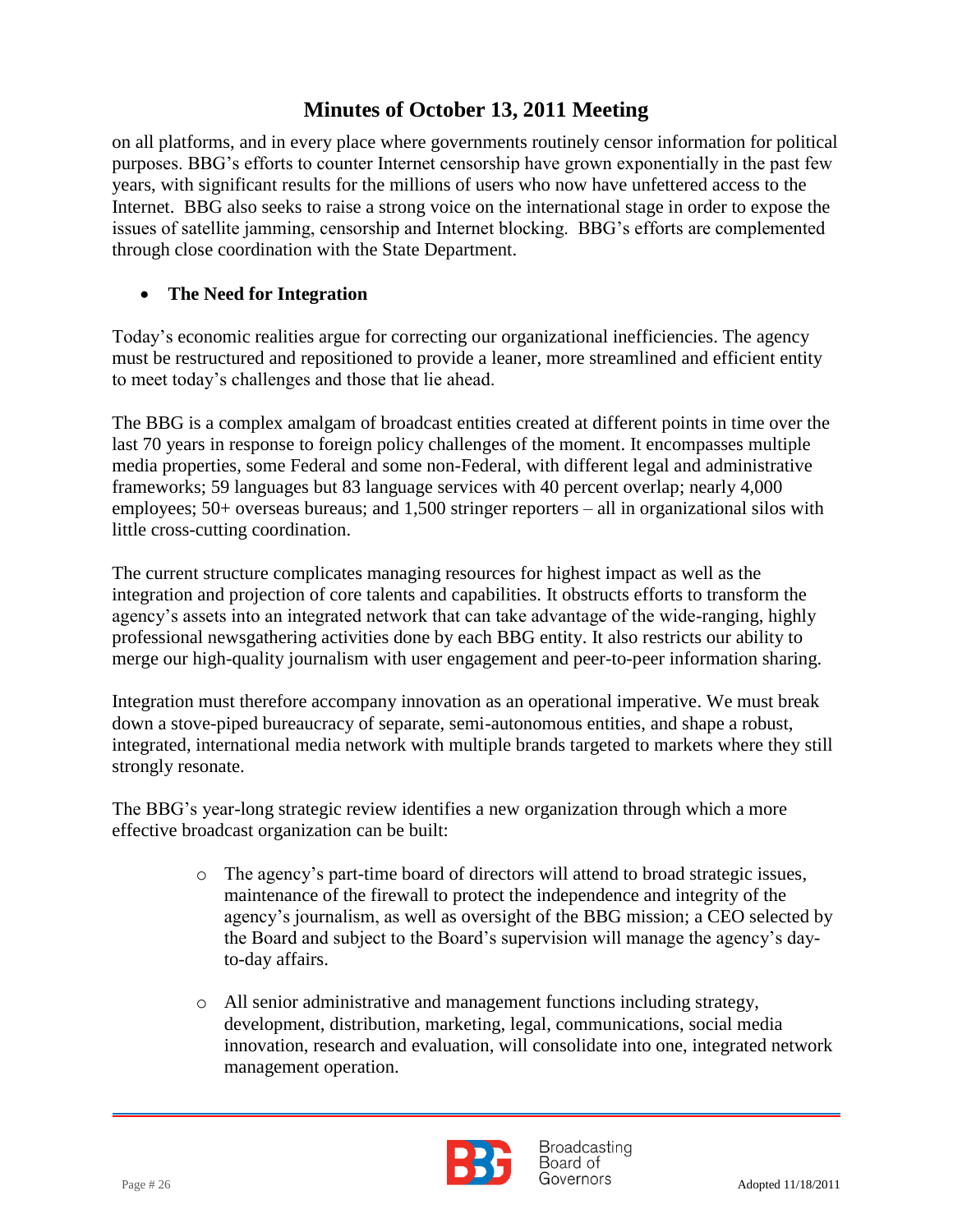on all platforms, and in every place where governments routinely censor information for political purposes. BBG's efforts to counter Internet censorship have grown exponentially in the past few years, with significant results for the millions of users who now have unfettered access to the Internet. BBG also seeks to raise a strong voice on the international stage in order to expose the issues of satellite jamming, censorship and Internet blocking. BBG's efforts are complemented through close coordination with the State Department.

- **The Need for Integration**

Today's economic realities argue for correcting our organizational inefficiencies. The agency must be restructured and repositioned to provide a leaner, more streamlined and efficient entity to meet today's challenges and those that lie ahead.

The BBG is a complex amalgam of broadcast entities created at different points in time over the last 70 years in response to foreign policy challenges of the moment. It encompasses multiple media properties, some Federal and some non-Federal, with different legal and administrative frameworks; 59 languages but 83 language services with 40 percent overlap; nearly 4,000 employees; 50+ overseas bureaus; and 1,500 stringer reporters – all in organizational silos with little cross-cutting coordination.

The current structure complicates managing resources for highest impact as well as the integration and projection of core talents and capabilities. It obstructs efforts to transform the agency's assets into an integrated network that can take advantage of the wide-ranging, highly professional newsgathering activities done by each BBG entity. It also restricts our ability to merge our high-quality journalism with user engagement and peer-to-peer information sharing.

Integration must therefore accompany innovation as an operational imperative. We must break down a stove-piped bureaucracy of separate, semi-autonomous entities, and shape a robust, integrated, international media network with multiple brands targeted to markets where they still strongly resonate.

The BBG's year-long strategic review identifies a new organization through which a more effective broadcast organization can be built:

- The agency's part-time board of directors will attend to broad strategic issues, maintenance of the firewall to protect the independence and integrity of the agency's journalism, as well as oversight of the BBG mission; a CEO selected by the Board and subject to the Board's supervision will manage the agency's day-to-day affairs.

- All senior administrative and management functions including strategy, development, distribution, marketing, legal, communications, social media innovation, research and evaluation, will consolidate into one, integrated network management operation.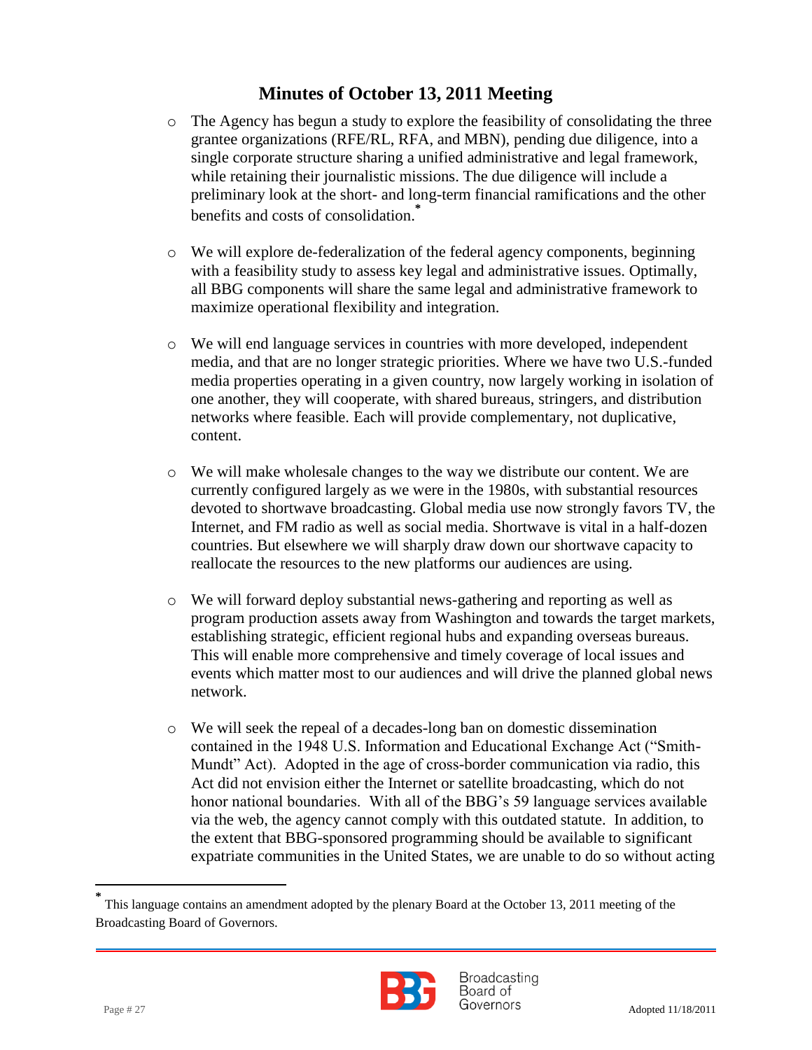## Minutes of October 13, 2011 Meeting

- The Agency has begun a study to explore the feasibility of consolidating the three grantee organizations (RFE/RL, RFA, and MBN), pending due diligence, into a single corporate structure sharing a unified administrative and legal framework, while retaining their journalistic missions. The due diligence will include a preliminary look at the short- and long-term financial ramifications and the other benefits and costs of consolidation.*

- We will explore de-federalization of the federal agency components, beginning with a feasibility study to assess key legal and administrative issues. Optimally, all BBG components will share the same legal and administrative framework to maximize operational flexibility and integration.

- We will end language services in countries with more developed, independent media, and that are no longer strategic priorities. Where we have two U.S.-funded media properties operating in a given country, now largely working in isolation of one another, they will cooperate, with shared bureaus, stringers, and distribution networks where feasible. Each will provide complementary, not duplicative, content.

- We will make wholesale changes to the way we distribute our content. We are currently configured largely as we were in the 1980s, with substantial resources devoted to shortwave broadcasting. Global media use now strongly favors TV, the Internet, and FM radio as well as social media. Shortwave is vital in a half-dozen countries. But elsewhere we will sharply draw down our shortwave capacity to reallocate the resources to the new platforms our audiences are using.

- We will forward deploy substantial news-gathering and reporting as well as program production assets away from Washington and towards the target markets, establishing strategic, efficient regional hubs and expanding overseas bureaus. This will enable more comprehensive and timely coverage of local issues and events which matter most to our audiences and will drive the planned global news network.

- We will seek the repeal of a decades-long ban on domestic dissemination contained in the 1948 U.S. Information and Educational Exchange Act ("Smith-Mundt" Act). Adopted in the age of cross-border communication via radio, this Act did not envision either the Internet or satellite broadcasting, which do not honor national boundaries. With all of the BBG's 59 language services available via the web, the agency cannot comply with this outdated statute. In addition, to the extent that BBG-sponsored programming should be available to significant expatriate communities in the United States, we are unable to do so without acting

---

* This language contains an amendment adopted by the plenary Board at the October 13, 2011 meeting of the Broadcasting Board of Governors.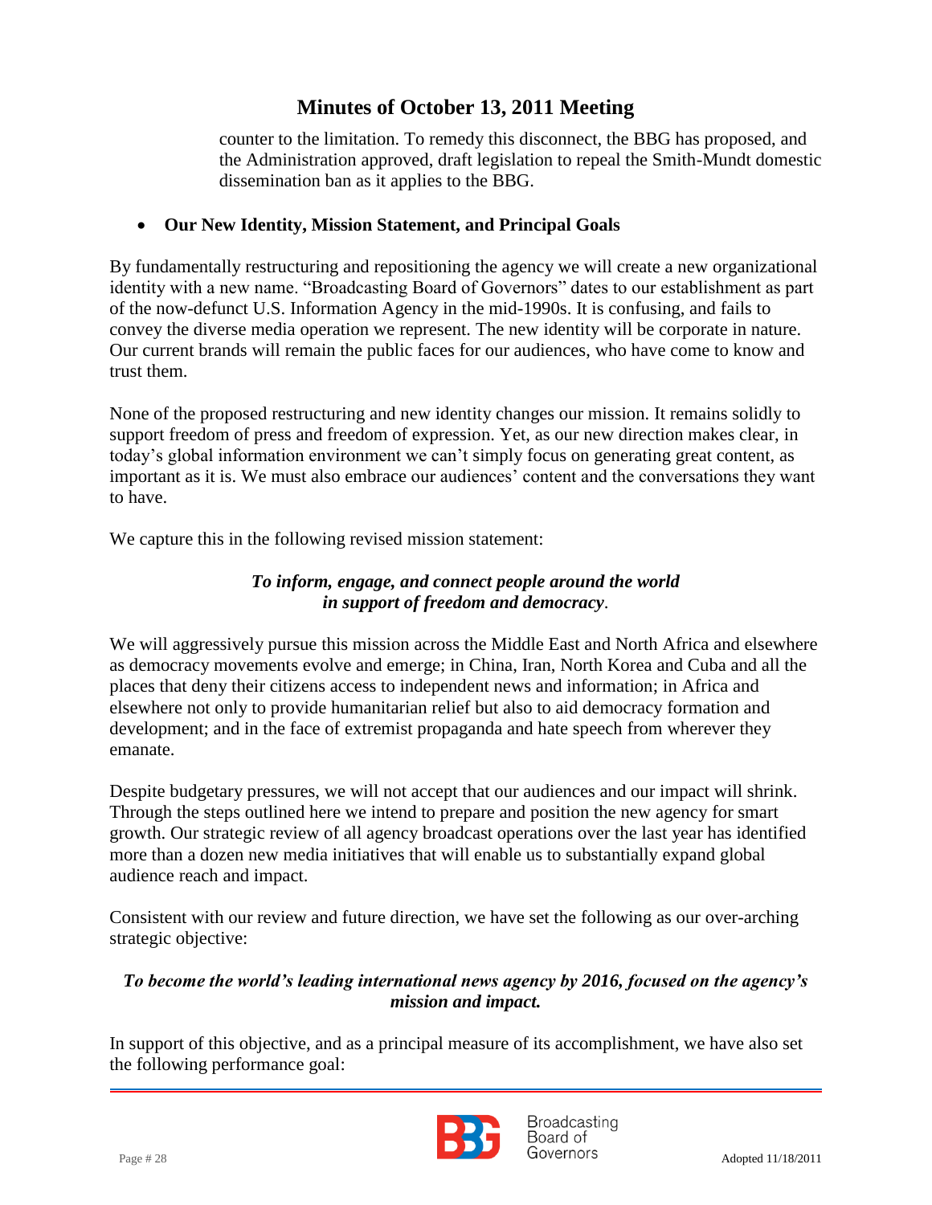counter to the limitation. To remedy this disconnect, the BBG has proposed, and the Administration approved, draft legislation to repeal the Smith-Mundt domestic dissemination ban as it applies to the BBG.

- **Our New Identity, Mission Statement, and Principal Goals**

By fundamentally restructuring and repositioning the agency we will create a new organizational identity with a new name. "Broadcasting Board of Governors" dates to our establishment as part of the now-defunct U.S. Information Agency in the mid-1990s. It is confusing, and fails to convey the diverse media operation we represent. The new identity will be corporate in nature. Our current brands will remain the public faces for our audiences, who have come to know and trust them.

None of the proposed restructuring and new identity changes our mission. It remains solidly to support freedom of press and freedom of expression. Yet, as our new direction makes clear, in today's global information environment we can't simply focus on generating great content, as important as it is. We must also embrace our audiences' content and the conversations they want to have.

We capture this in the following revised mission statement:

***To inform, engage, and connect people around the world in support of freedom and democracy.***

We will aggressively pursue this mission across the Middle East and North Africa and elsewhere as democracy movements evolve and emerge; in China, Iran, North Korea and Cuba and all the places that deny their citizens access to independent news and information; in Africa and elsewhere not only to provide humanitarian relief but also to aid democracy formation and development; and in the face of extremist propaganda and hate speech from wherever they emanate.

Despite budgetary pressures, we will not accept that our audiences and our impact will shrink. Through the steps outlined here we intend to prepare and position the new agency for smart growth. Our strategic review of all agency broadcast operations over the last year has identified more than a dozen new media initiatives that will enable us to substantially expand global audience reach and impact.

Consistent with our review and future direction, we have set the following as our over-arching strategic objective:

***To become the world's leading international news agency by 2016, focused on the agency's mission and impact.***

In support of this objective, and as a principal measure of its accomplishment, we have also set the following performance goal: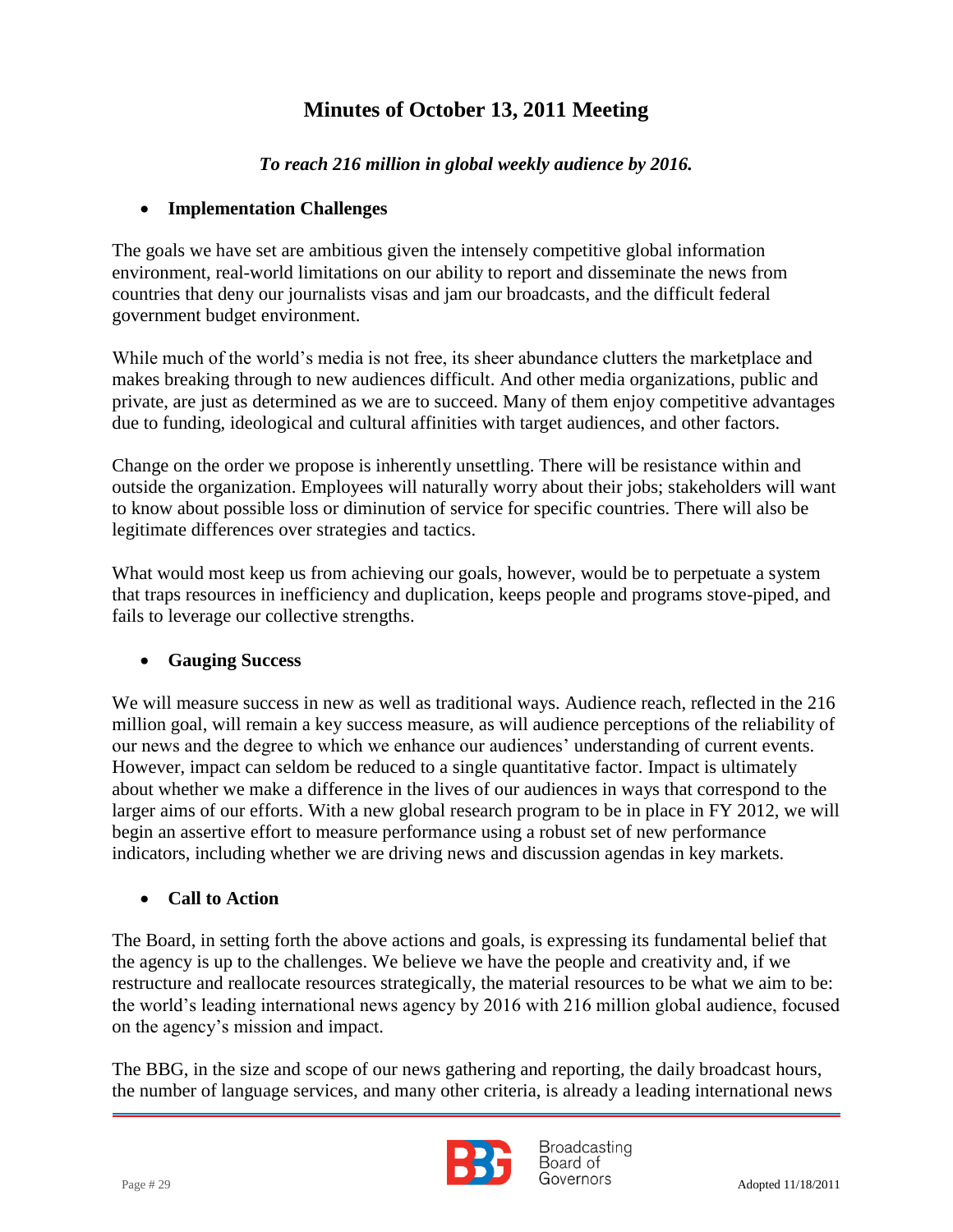*To reach 216 million in global weekly audience by 2016.*

- **Implementation Challenges**

The goals we have set are ambitious given the intensely competitive global information environment, real-world limitations on our ability to report and disseminate the news from countries that deny our journalists visas and jam our broadcasts, and the difficult federal government budget environment.

While much of the world's media is not free, its sheer abundance clutters the marketplace and makes breaking through to new audiences difficult. And other media organizations, public and private, are just as determined as we are to succeed. Many of them enjoy competitive advantages due to funding, ideological and cultural affinities with target audiences, and other factors.

Change on the order we propose is inherently unsettling. There will be resistance within and outside the organization. Employees will naturally worry about their jobs; stakeholders will want to know about possible loss or diminution of service for specific countries. There will also be legitimate differences over strategies and tactics.

What would most keep us from achieving our goals, however, would be to perpetuate a system that traps resources in inefficiency and duplication, keeps people and programs stove-piped, and fails to leverage our collective strengths.

- **Gauging Success**

We will measure success in new as well as traditional ways. Audience reach, reflected in the 216 million goal, will remain a key success measure, as will audience perceptions of the reliability of our news and the degree to which we enhance our audiences' understanding of current events. However, impact can seldom be reduced to a single quantitative factor. Impact is ultimately about whether we make a difference in the lives of our audiences in ways that correspond to the larger aims of our efforts. With a new global research program to be in place in FY 2012, we will begin an assertive effort to measure performance using a robust set of new performance indicators, including whether we are driving news and discussion agendas in key markets.

- **Call to Action**

The Board, in setting forth the above actions and goals, is expressing its fundamental belief that the agency is up to the challenges. We believe we have the people and creativity and, if we restructure and reallocate resources strategically, the material resources to be what we aim to be: the world's leading international news agency by 2016 with 216 million global audience, focused on the agency's mission and impact.

The BBG, in the size and scope of our news gathering and reporting, the daily broadcast hours, the number of language services, and many other criteria, is already a leading international news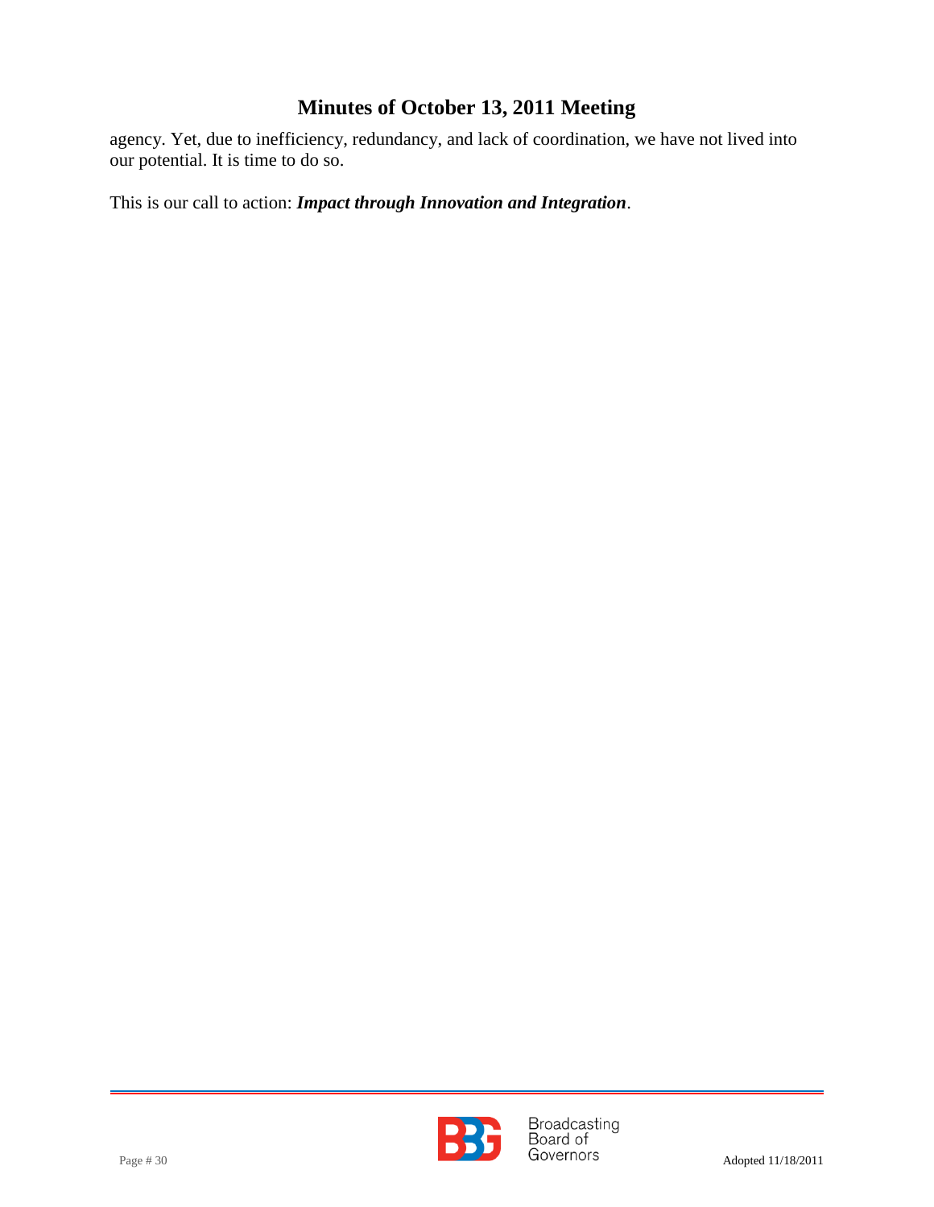agency. Yet, due to inefficiency, redundancy, and lack of coordination, we have not lived into our potential. It is time to do so.

This is our call to action: ***Impact through Innovation and Integration***.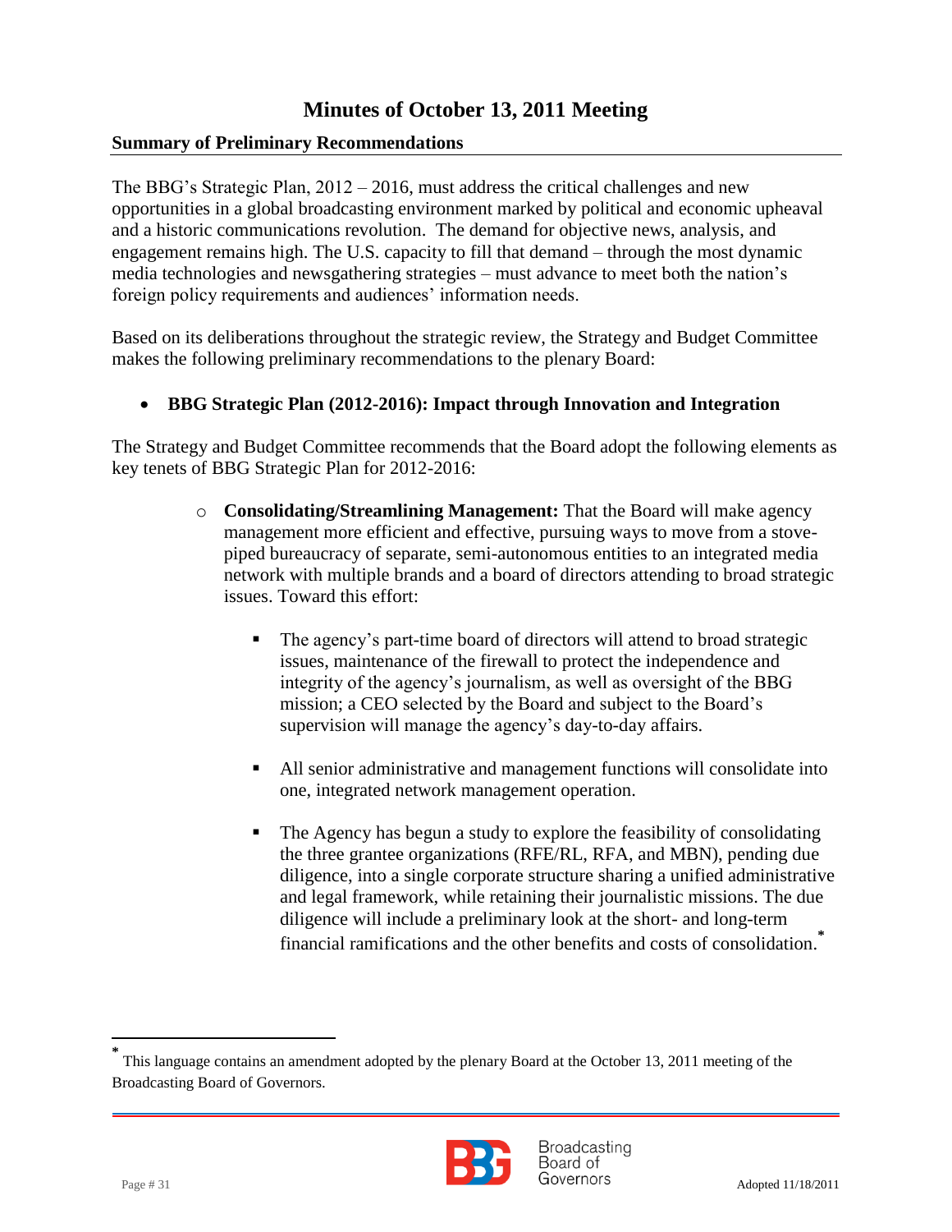# Minutes of October 13, 2011 Meeting

## Summary of Preliminary Recommendations

The BBG's Strategic Plan, 2012 – 2016, must address the critical challenges and new opportunities in a global broadcasting environment marked by political and economic upheaval and a historic communications revolution. The demand for objective news, analysis, and engagement remains high. The U.S. capacity to fill that demand – through the most dynamic media technologies and newsgathering strategies – must advance to meet both the nation's foreign policy requirements and audiences' information needs.

Based on its deliberations throughout the strategic review, the Strategy and Budget Committee makes the following preliminary recommendations to the plenary Board:

- **BBG Strategic Plan (2012-2016): Impact through Innovation and Integration**

The Strategy and Budget Committee recommends that the Board adopt the following elements as key tenets of BBG Strategic Plan for 2012-2016:

- **Consolidating/Streamlining Management:** That the Board will make agency management more efficient and effective, pursuing ways to move from a stove-piped bureaucracy of separate, semi-autonomous entities to an integrated media network with multiple brands and a board of directors attending to broad strategic issues. Toward this effort:
  - The agency's part-time board of directors will attend to broad strategic issues, maintenance of the firewall to protect the independence and integrity of the agency's journalism, as well as oversight of the BBG mission; a CEO selected by the Board and subject to the Board's supervision will manage the agency's day-to-day affairs.
  - All senior administrative and management functions will consolidate into one, integrated network management operation.
  - The Agency has begun a study to explore the feasibility of consolidating the three grantee organizations (RFE/RL, RFA, and MBN), pending due diligence, into a single corporate structure sharing a unified administrative and legal framework, while retaining their journalistic missions. The due diligence will include a preliminary look at the short- and long-term financial ramifications and the other benefits and costs of consolidation.*

---

\* This language contains an amendment adopted by the plenary Board at the October 13, 2011 meeting of the Broadcasting Board of Governors.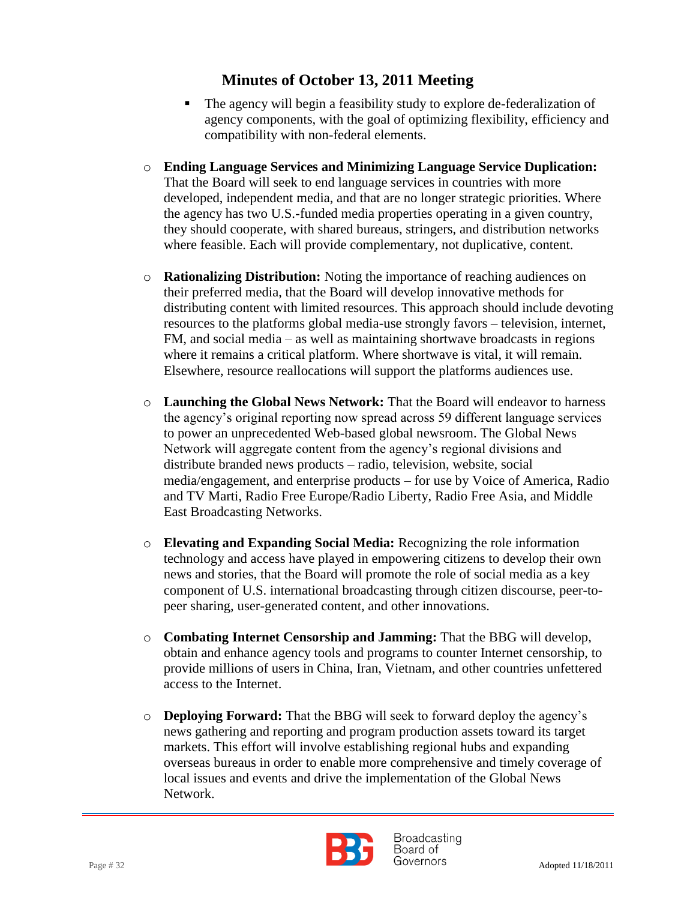- The agency will begin a feasibility study to explore de-federalization of agency components, with the goal of optimizing flexibility, efficiency and compatibility with non-federal elements.

- **Ending Language Services and Minimizing Language Service Duplication:** That the Board will seek to end language services in countries with more developed, independent media, and that are no longer strategic priorities. Where the agency has two U.S.-funded media properties operating in a given country, they should cooperate, with shared bureaus, stringers, and distribution networks where feasible. Each will provide complementary, not duplicative, content.

- **Rationalizing Distribution:** Noting the importance of reaching audiences on their preferred media, that the Board will develop innovative methods for distributing content with limited resources. This approach should include devoting resources to the platforms global media-use strongly favors – television, internet, FM, and social media – as well as maintaining shortwave broadcasts in regions where it remains a critical platform. Where shortwave is vital, it will remain. Elsewhere, resource reallocations will support the platforms audiences use.

- **Launching the Global News Network:** That the Board will endeavor to harness the agency's original reporting now spread across 59 different language services to power an unprecedented Web-based global newsroom. The Global News Network will aggregate content from the agency's regional divisions and distribute branded news products – radio, television, website, social media/engagement, and enterprise products – for use by Voice of America, Radio and TV Marti, Radio Free Europe/Radio Liberty, Radio Free Asia, and Middle East Broadcasting Networks.

- **Elevating and Expanding Social Media:** Recognizing the role information technology and access have played in empowering citizens to develop their own news and stories, that the Board will promote the role of social media as a key component of U.S. international broadcasting through citizen discourse, peer-to-peer sharing, user-generated content, and other innovations.

- **Combating Internet Censorship and Jamming:** That the BBG will develop, obtain and enhance agency tools and programs to counter Internet censorship, to provide millions of users in China, Iran, Vietnam, and other countries unfettered access to the Internet.

- **Deploying Forward:** That the BBG will seek to forward deploy the agency's news gathering and reporting and program production assets toward its target markets. This effort will involve establishing regional hubs and expanding overseas bureaus in order to enable more comprehensive and timely coverage of local issues and events and drive the implementation of the Global News Network.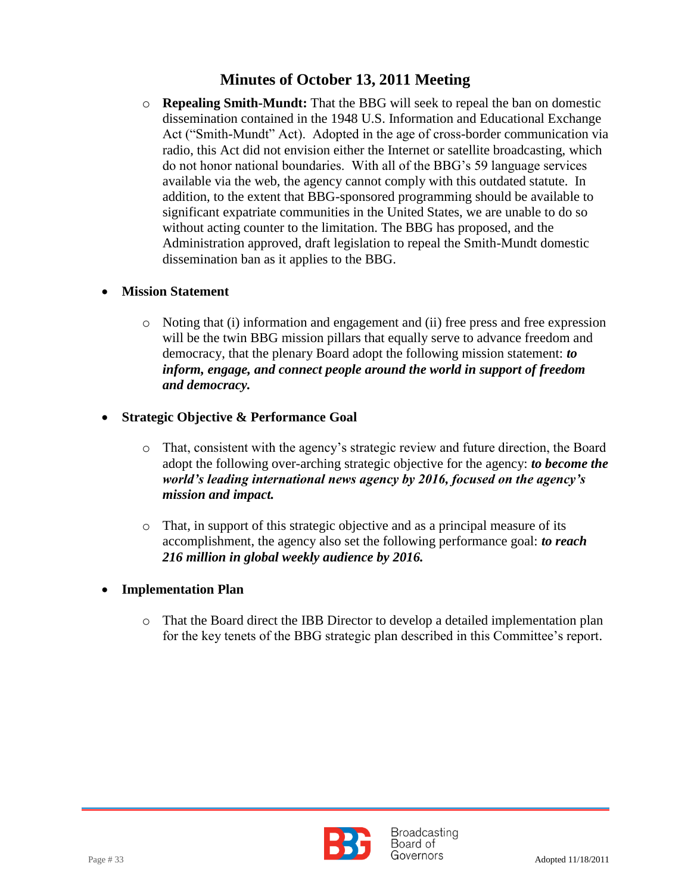- **Repealing Smith-Mundt:** That the BBG will seek to repeal the ban on domestic dissemination contained in the 1948 U.S. Information and Educational Exchange Act ("Smith-Mundt" Act). Adopted in the age of cross-border communication via radio, this Act did not envision either the Internet or satellite broadcasting, which do not honor national boundaries. With all of the BBG's 59 language services available via the web, the agency cannot comply with this outdated statute. In addition, to the extent that BBG-sponsored programming should be available to significant expatriate communities in the United States, we are unable to do so without acting counter to the limitation. The BBG has proposed, and the Administration approved, draft legislation to repeal the Smith-Mundt domestic dissemination ban as it applies to the BBG.

- **Mission Statement**
  - Noting that (i) information and engagement and (ii) free press and free expression will be the twin BBG mission pillars that equally serve to advance freedom and democracy, that the plenary Board adopt the following mission statement: ***to inform, engage, and connect people around the world in support of freedom and democracy.***

- **Strategic Objective & Performance Goal**
  - That, consistent with the agency's strategic review and future direction, the Board adopt the following over-arching strategic objective for the agency: ***to become the world's leading international news agency by 2016, focused on the agency's mission and impact.***
  - That, in support of this strategic objective and as a principal measure of its accomplishment, the agency also set the following performance goal: ***to reach 216 million in global weekly audience by 2016.***

- **Implementation Plan**
  - That the Board direct the IBB Director to develop a detailed implementation plan for the key tenets of the BBG strategic plan described in this Committee's report.